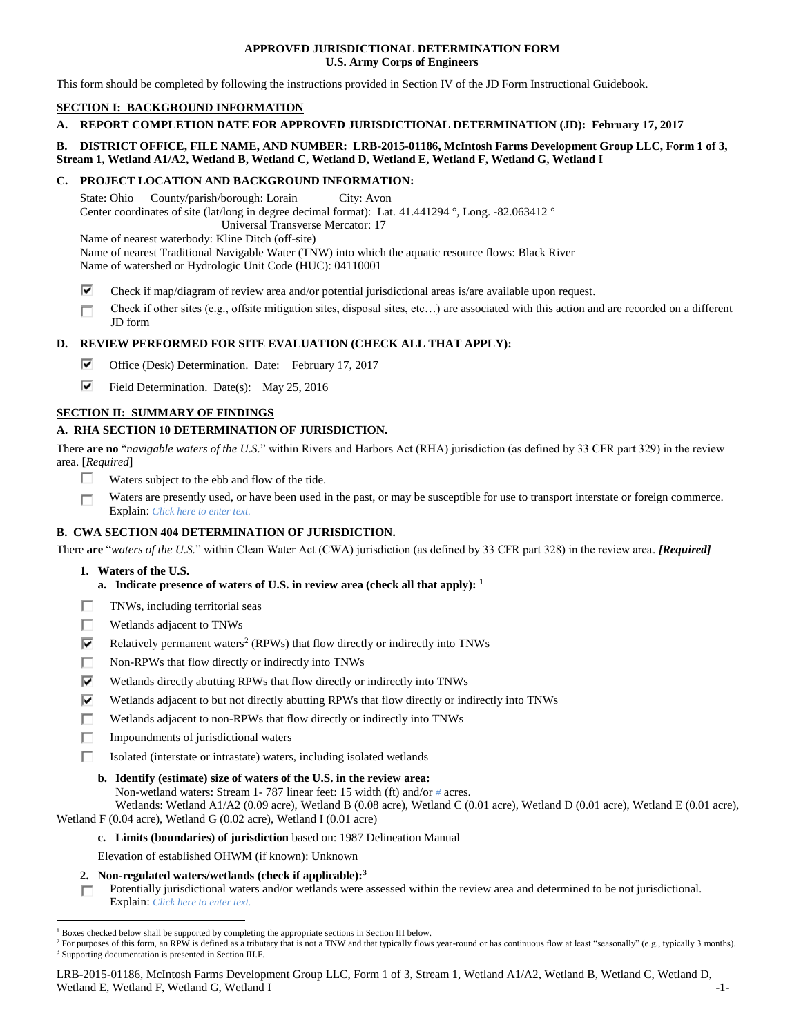**APPROVED JURISDICTIONAL DETERMINATION FORM**
**U.S. Army Corps of Engineers**

This form should be completed by following the instructions provided in Section IV of the JD Form Instructional Guidebook.

## SECTION I: BACKGROUND INFORMATION

**A. REPORT COMPLETION DATE FOR APPROVED JURISDICTIONAL DETERMINATION (JD): February 17, 2017**

**B. DISTRICT OFFICE, FILE NAME, AND NUMBER: LRB-2015-01186, McIntosh Farms Development Group LLC, Form 1 of 3, Stream 1, Wetland A1/A2, Wetland B, Wetland C, Wetland D, Wetland E, Wetland F, Wetland G, Wetland I**

**C. PROJECT LOCATION AND BACKGROUND INFORMATION:**

State: Ohio County/parish/borough: Lorain City: Avon
Center coordinates of site (lat/long in degree decimal format): Lat. 41.441294 °, Long. -82.063412 °
Universal Transverse Mercator: 17
Name of nearest waterbody: Kline Ditch (off-site)
Name of nearest Traditional Navigable Water (TNW) into which the aquatic resource flows: Black River
Name of watershed or Hydrologic Unit Code (HUC): 04110001

- ☑ Check if map/diagram of review area and/or potential jurisdictional areas is/are available upon request.
- ☐ Check if other sites (e.g., offsite mitigation sites, disposal sites, etc…) are associated with this action and are recorded on a different JD form

**D. REVIEW PERFORMED FOR SITE EVALUATION (CHECK ALL THAT APPLY):**

- ☑ Office (Desk) Determination. Date: February 17, 2017
- ☑ Field Determination. Date(s): May 25, 2016

## SECTION II: SUMMARY OF FINDINGS

**A. RHA SECTION 10 DETERMINATION OF JURISDICTION.**

There **are no** "*navigable waters of the U.S.*" within Rivers and Harbors Act (RHA) jurisdiction (as defined by 33 CFR part 329) in the review area. [*Required*]

- ☐ Waters subject to the ebb and flow of the tide.
- ☐ Waters are presently used, or have been used in the past, or may be susceptible for use to transport interstate or foreign commerce. Explain: *Click here to enter text.*

**B. CWA SECTION 404 DETERMINATION OF JURISDICTION.**

There **are** "*waters of the U.S.*" within Clean Water Act (CWA) jurisdiction (as defined by 33 CFR part 328) in the review area. ***[Required]***

**1. Waters of the U.S.**

**a. Indicate presence of waters of U.S. in review area (check all that apply): [1]**

- ☐ TNWs, including territorial seas
- ☐ Wetlands adjacent to TNWs
- ☑ Relatively permanent waters[2] (RPWs) that flow directly or indirectly into TNWs
- ☐ Non-RPWs that flow directly or indirectly into TNWs
- ☑ Wetlands directly abutting RPWs that flow directly or indirectly into TNWs
- ☑ Wetlands adjacent to but not directly abutting RPWs that flow directly or indirectly into TNWs
- ☐ Wetlands adjacent to non-RPWs that flow directly or indirectly into TNWs
- ☐ Impoundments of jurisdictional waters
- ☐ Isolated (interstate or intrastate) waters, including isolated wetlands

**b. Identify (estimate) size of waters of the U.S. in the review area:**

Non-wetland waters: Stream 1- 787 linear feet: 15 width (ft) and/or # acres.
Wetlands: Wetland A1/A2 (0.09 acre), Wetland B (0.08 acre), Wetland C (0.01 acre), Wetland D (0.01 acre), Wetland E (0.01 acre), Wetland F (0.04 acre), Wetland G (0.02 acre), Wetland I (0.01 acre)

**c. Limits (boundaries) of jurisdiction** based on: 1987 Delineation Manual

Elevation of established OHWM (if known): Unknown

**2. Non-regulated waters/wetlands (check if applicable):[3]**

- ☐ Potentially jurisdictional waters and/or wetlands were assessed within the review area and determined to be not jurisdictional. Explain: *Click here to enter text.*

---

[1] Boxes checked below shall be supported by completing the appropriate sections in Section III below.
[2] For purposes of this form, an RPW is defined as a tributary that is not a TNW and that typically flows year-round or has continuous flow at least "seasonally" (e.g., typically 3 months).
[3] Supporting documentation is presented in Section III.F.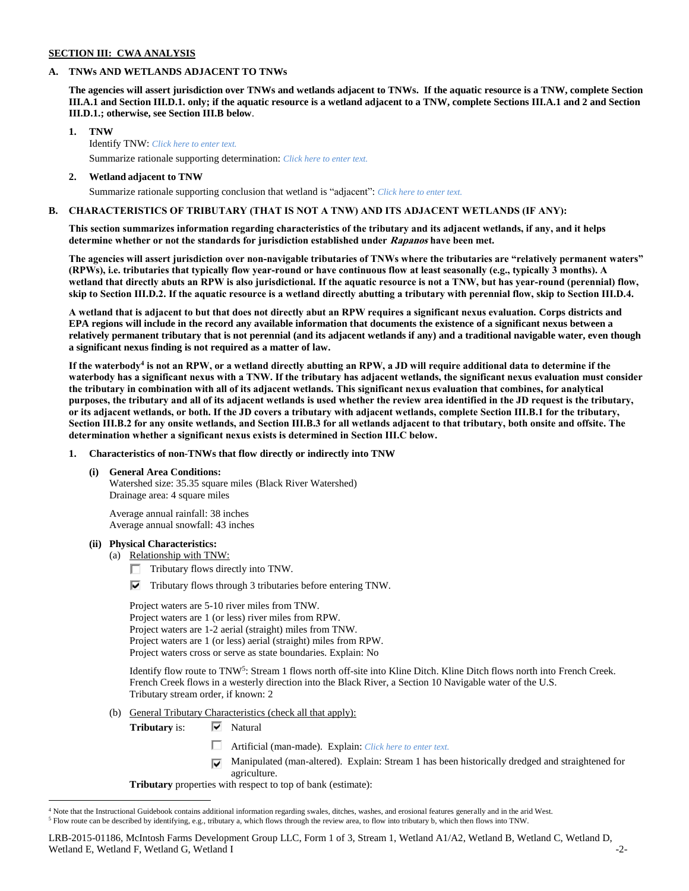## SECTION III: CWA ANALYSIS

### A. TNWs AND WETLANDS ADJACENT TO TNWs

**The agencies will assert jurisdiction over TNWs and wetlands adjacent to TNWs. If the aquatic resource is a TNW, complete Section III.A.1 and Section III.D.1. only; if the aquatic resource is a wetland adjacent to a TNW, complete Sections III.A.1 and 2 and Section III.D.1.; otherwise, see Section III.B below**.

**1. TNW**

Identify TNW: *Click here to enter text.*

Summarize rationale supporting determination: *Click here to enter text.*

**2. Wetland adjacent to TNW**

Summarize rationale supporting conclusion that wetland is "adjacent": *Click here to enter text.*

### B. CHARACTERISTICS OF TRIBUTARY (THAT IS NOT A TNW) AND ITS ADJACENT WETLANDS (IF ANY):

**This section summarizes information regarding characteristics of the tributary and its adjacent wetlands, if any, and it helps determine whether or not the standards for jurisdiction established under *Rapanos* have been met.**

**The agencies will assert jurisdiction over non-navigable tributaries of TNWs where the tributaries are "relatively permanent waters" (RPWs), i.e. tributaries that typically flow year-round or have continuous flow at least seasonally (e.g., typically 3 months). A wetland that directly abuts an RPW is also jurisdictional. If the aquatic resource is not a TNW, but has year-round (perennial) flow, skip to Section III.D.2. If the aquatic resource is a wetland directly abutting a tributary with perennial flow, skip to Section III.D.4.**

**A wetland that is adjacent to but that does not directly abut an RPW requires a significant nexus evaluation. Corps districts and EPA regions will include in the record any available information that documents the existence of a significant nexus between a relatively permanent tributary that is not perennial (and its adjacent wetlands if any) and a traditional navigable water, even though a significant nexus finding is not required as a matter of law.**

**If the waterbody[4] is not an RPW, or a wetland directly abutting an RPW, a JD will require additional data to determine if the waterbody has a significant nexus with a TNW. If the tributary has adjacent wetlands, the significant nexus evaluation must consider the tributary in combination with all of its adjacent wetlands. This significant nexus evaluation that combines, for analytical purposes, the tributary and all of its adjacent wetlands is used whether the review area identified in the JD request is the tributary, or its adjacent wetlands, or both. If the JD covers a tributary with adjacent wetlands, complete Section III.B.1 for the tributary, Section III.B.2 for any onsite wetlands, and Section III.B.3 for all wetlands adjacent to that tributary, both onsite and offsite. The determination whether a significant nexus exists is determined in Section III.C below.**

**1. Characteristics of non-TNWs that flow directly or indirectly into TNW**

**(i) General Area Conditions:**

Watershed size: 35.35 square miles (Black River Watershed)
Drainage area: 4 square miles

Average annual rainfall: 38 inches
Average annual snowfall: 43 inches

**(ii) Physical Characteristics:**

(a) Relationship with TNW:

☐ Tributary flows directly into TNW.

☑ Tributary flows through 3 tributaries before entering TNW.

Project waters are 5-10 river miles from TNW.
Project waters are 1 (or less) river miles from RPW.
Project waters are 1-2 aerial (straight) miles from TNW.
Project waters are 1 (or less) aerial (straight) miles from RPW.
Project waters cross or serve as state boundaries. Explain: No

Identify flow route to TNW[5]: Stream 1 flows north off-site into Kline Ditch. Kline Ditch flows north into French Creek. French Creek flows in a westerly direction into the Black River, a Section 10 Navigable water of the U.S.
Tributary stream order, if known: 2

(b) General Tributary Characteristics (check all that apply):

**Tributary** is: ☑ Natural

☐ Artificial (man-made). Explain: *Click here to enter text.*

☑ Manipulated (man-altered). Explain: Stream 1 has been historically dredged and straightened for agriculture.

**Tributary** properties with respect to top of bank (estimate):

---

[4] Note that the Instructional Guidebook contains additional information regarding swales, ditches, washes, and erosional features generally and in the arid West.

[5] Flow route can be described by identifying, e.g., tributary a, which flows through the review area, to flow into tributary b, which then flows into TNW.

LRB-2015-01186, McIntosh Farms Development Group LLC, Form 1 of 3, Stream 1, Wetland A1/A2, Wetland B, Wetland C, Wetland D, Wetland E, Wetland F, Wetland G, Wetland I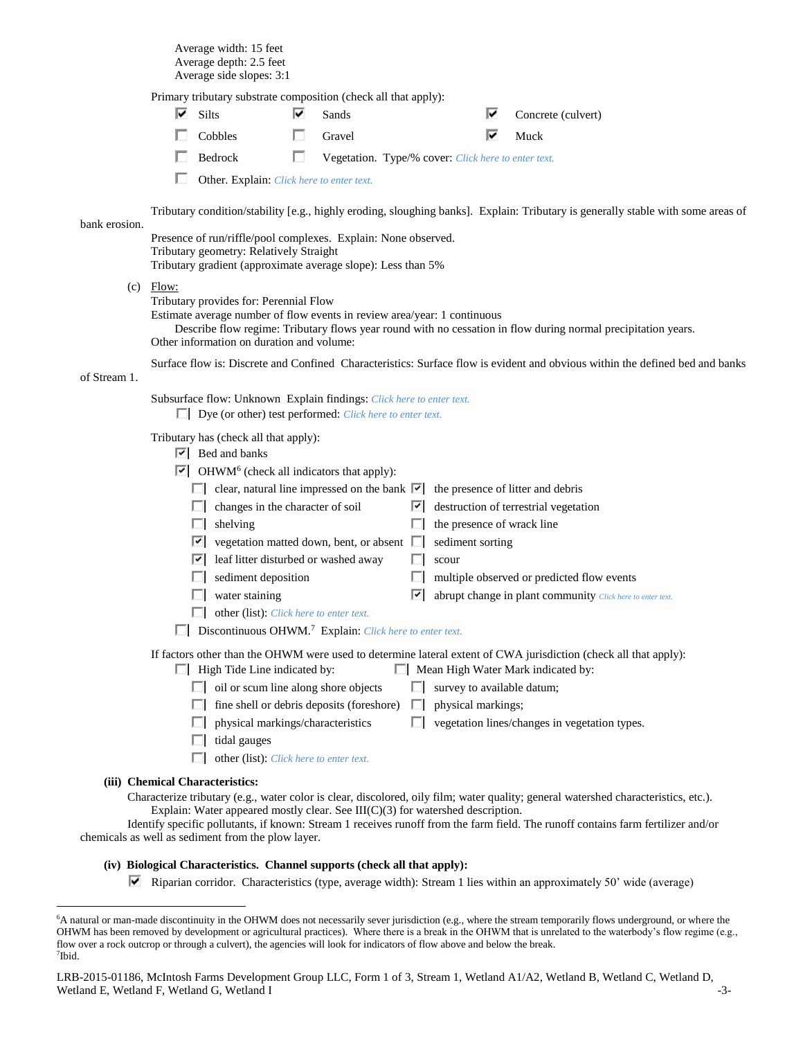Average width: 15 feet
Average depth: 2.5 feet
Average side slopes: 3:1

Primary tributary substrate composition (check all that apply):

- [x] Silts
- [x] Sands
- [x] Concrete (culvert)
- [ ] Cobbles
- [ ] Gravel
- [x] Muck
- [ ] Bedrock
- [ ] Vegetation. Type/% cover: Click here to enter text.
- [ ] Other. Explain: Click here to enter text.

Tributary condition/stability [e.g., highly eroding, sloughing banks]. Explain: Tributary is generally stable with some areas of bank erosion.

Presence of run/riffle/pool complexes. Explain: None observed.
Tributary geometry: Relatively Straight
Tributary gradient (approximate average slope): Less than 5%

(c) Flow:

Tributary provides for: Perennial Flow
Estimate average number of flow events in review area/year: 1 continuous
Describe flow regime: Tributary flows year round with no cessation in flow during normal precipitation years.
Other information on duration and volume:

Surface flow is: Discrete and Confined Characteristics: Surface flow is evident and obvious within the defined bed and banks of Stream 1.

Subsurface flow: Unknown Explain findings: Click here to enter text.

- [ ] Dye (or other) test performed: Click here to enter text.

Tributary has (check all that apply):

- [x] Bed and banks
- [x] OHWM[6] (check all indicators that apply):
  - [ ] clear, natural line impressed on the bank
  - [x] the presence of litter and debris
  - [ ] changes in the character of soil
  - [x] destruction of terrestrial vegetation
  - [ ] shelving
  - [ ] the presence of wrack line
  - [x] vegetation matted down, bent, or absent
  - [ ] sediment sorting
  - [x] leaf litter disturbed or washed away
  - [ ] scour
  - [ ] sediment deposition
  - [ ] multiple observed or predicted flow events
  - [ ] water staining
  - [x] abrupt change in plant community Click here to enter text.
  - [ ] other (list): Click here to enter text.
- [ ] Discontinuous OHWM.[7] Explain: Click here to enter text.

If factors other than the OHWM were used to determine lateral extent of CWA jurisdiction (check all that apply):

- [ ] High Tide Line indicated by:
  - [ ] oil or scum line along shore objects
  - [ ] fine shell or debris deposits (foreshore)
  - [ ] physical markings/characteristics
  - [ ] tidal gauges
  - [ ] other (list): Click here to enter text.
- [ ] Mean High Water Mark indicated by:
  - [ ] survey to available datum;
  - [ ] physical markings;
  - [ ] vegetation lines/changes in vegetation types.

**(iii) Chemical Characteristics:**

Characterize tributary (e.g., water color is clear, discolored, oily film; water quality; general watershed characteristics, etc.).
Explain: Water appeared mostly clear. See III(C)(3) for watershed description.

Identify specific pollutants, if known: Stream 1 receives runoff from the farm field. The runoff contains farm fertilizer and/or chemicals as well as sediment from the plow layer.

**(iv) Biological Characteristics. Channel supports (check all that apply):**

- [x] Riparian corridor. Characteristics (type, average width): Stream 1 lies within an approximately 50' wide (average)

---

[6]A natural or man-made discontinuity in the OHWM does not necessarily sever jurisdiction (e.g., where the stream temporarily flows underground, or where the OHWM has been removed by development or agricultural practices). Where there is a break in the OHWM that is unrelated to the waterbody's flow regime (e.g., flow over a rock outcrop or through a culvert), the agencies will look for indicators of flow above and below the break.
[7]Ibid.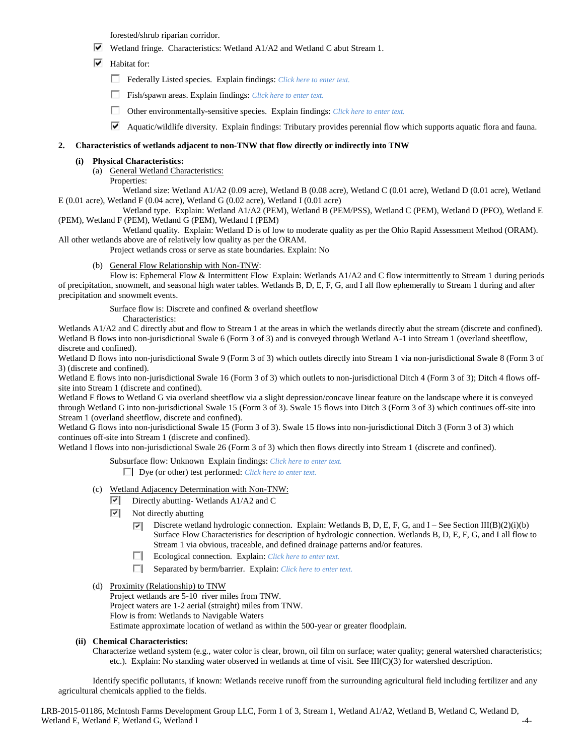forested/shrub riparian corridor.

- ☑ Wetland fringe. Characteristics: Wetland A1/A2 and Wetland C abut Stream 1.
- ☑ Habitat for:
  - ☐ Federally Listed species. Explain findings: *Click here to enter text.*
  - ☐ Fish/spawn areas. Explain findings: *Click here to enter text.*
  - ☐ Other environmentally-sensitive species. Explain findings: *Click here to enter text.*
  - ☑ Aquatic/wildlife diversity. Explain findings: Tributary provides perennial flow which supports aquatic flora and fauna.

**2. Characteristics of wetlands adjacent to non-TNW that flow directly or indirectly into TNW**

**(i) Physical Characteristics:**

(a) General Wetland Characteristics:

Properties:

Wetland size: Wetland A1/A2 (0.09 acre), Wetland B (0.08 acre), Wetland C (0.01 acre), Wetland D (0.01 acre), Wetland E (0.01 acre), Wetland F (0.04 acre), Wetland G (0.02 acre), Wetland I (0.01 acre)

Wetland type. Explain: Wetland A1/A2 (PEM), Wetland B (PEM/PSS), Wetland C (PEM), Wetland D (PFO), Wetland E (PEM), Wetland F (PEM), Wetland G (PEM), Wetland I (PEM)

Wetland quality. Explain: Wetland D is of low to moderate quality as per the Ohio Rapid Assessment Method (ORAM). All other wetlands above are of relatively low quality as per the ORAM.

Project wetlands cross or serve as state boundaries. Explain: No

(b) General Flow Relationship with Non-TNW:

Flow is: Ephemeral Flow & Intermittent Flow Explain: Wetlands A1/A2 and C flow intermittently to Stream 1 during periods of precipitation, snowmelt, and seasonal high water tables. Wetlands B, D, E, F, G, and I all flow ephemerally to Stream 1 during and after precipitation and snowmelt events.

Surface flow is: Discrete and confined & overland sheetflow

Characteristics:

Wetlands A1/A2 and C directly abut and flow to Stream 1 at the areas in which the wetlands directly abut the stream (discrete and confined).
Wetland B flows into non-jurisdictional Swale 6 (Form 3 of 3) and is conveyed through Wetland A-1 into Stream 1 (overland sheetflow, discrete and confined).
Wetland D flows into non-jurisdictional Swale 9 (Form 3 of 3) which outlets directly into Stream 1 via non-jurisdictional Swale 8 (Form 3 of 3) (discrete and confined).
Wetland E flows into non-jurisdictional Swale 16 (Form 3 of 3) which outlets to non-jurisdictional Ditch 4 (Form 3 of 3); Ditch 4 flows off-site into Stream 1 (discrete and confined).
Wetland F flows to Wetland G via overland sheetflow via a slight depression/concave linear feature on the landscape where it is conveyed through Wetland G into non-jurisdictional Swale 15 (Form 3 of 3). Swale 15 flows into Ditch 3 (Form 3 of 3) which continues off-site into Stream 1 (overland sheetflow, discrete and confined).
Wetland G flows into non-jurisdictional Swale 15 (Form 3 of 3). Swale 15 flows into non-jurisdictional Ditch 3 (Form 3 of 3) which continues off-site into Stream 1 (discrete and confined).
Wetland I flows into non-jurisdictional Swale 26 (Form 3 of 3) which then flows directly into Stream 1 (discrete and confined).

Subsurface flow: Unknown Explain findings: *Click here to enter text.*

- ☐ Dye (or other) test performed: *Click here to enter text.*

(c) Wetland Adjacency Determination with Non-TNW:

- ☑ Directly abutting- Wetlands A1/A2 and C
- ☑ Not directly abutting
  - ☑ Discrete wetland hydrologic connection. Explain: Wetlands B, D, E, F, G, and I – See Section III(B)(2)(i)(b) Surface Flow Characteristics for description of hydrologic connection. Wetlands B, D, E, F, G, and I all flow to Stream 1 via obvious, traceable, and defined drainage patterns and/or features.
  - ☐ Ecological connection. Explain: *Click here to enter text.*
  - ☐ Separated by berm/barrier. Explain: *Click here to enter text.*

(d) Proximity (Relationship) to TNW

Project wetlands are 5-10 river miles from TNW.
Project waters are 1-2 aerial (straight) miles from TNW.
Flow is from: Wetlands to Navigable Waters
Estimate approximate location of wetland as within the 500-year or greater floodplain.

**(ii) Chemical Characteristics:**

Characterize wetland system (e.g., water color is clear, brown, oil film on surface; water quality; general watershed characteristics; etc.). Explain: No standing water observed in wetlands at time of visit. See III(C)(3) for watershed description.

Identify specific pollutants, if known: Wetlands receive runoff from the surrounding agricultural field including fertilizer and any agricultural chemicals applied to the fields.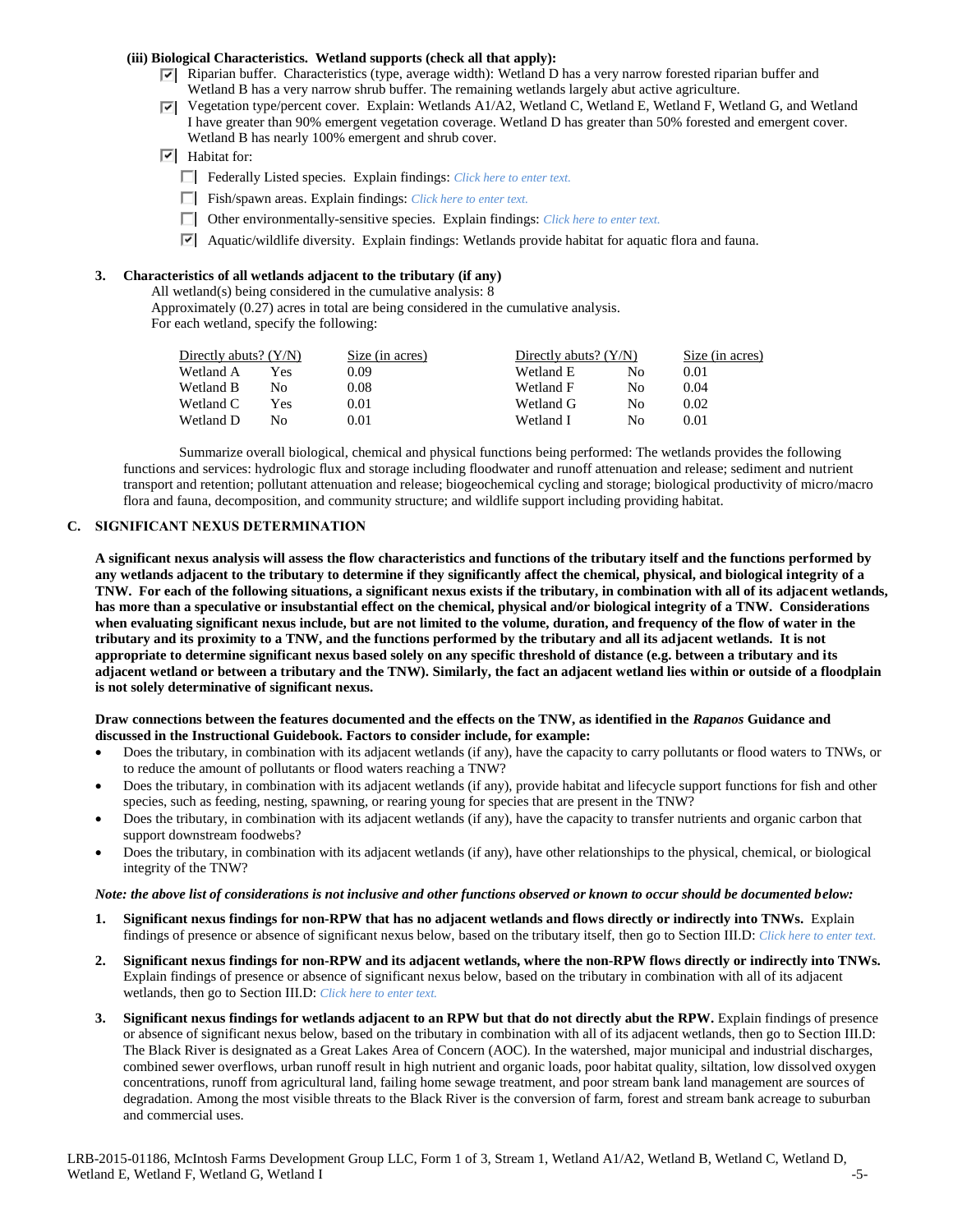**(iii) Biological Characteristics. Wetland supports (check all that apply):**

- ☑ Riparian buffer. Characteristics (type, average width): Wetland D has a very narrow forested riparian buffer and Wetland B has a very narrow shrub buffer. The remaining wetlands largely abut active agriculture.
- ☑ Vegetation type/percent cover. Explain: Wetlands A1/A2, Wetland C, Wetland E, Wetland F, Wetland G, and Wetland I have greater than 90% emergent vegetation coverage. Wetland D has greater than 50% forested and emergent cover. Wetland B has nearly 100% emergent and shrub cover.
- ☑ Habitat for:
  - ☐ Federally Listed species. Explain findings: *Click here to enter text.*
  - ☐ Fish/spawn areas. Explain findings: *Click here to enter text.*
  - ☐ Other environmentally-sensitive species. Explain findings: *Click here to enter text.*
  - ☑ Aquatic/wildlife diversity. Explain findings: Wetlands provide habitat for aquatic flora and fauna.

**3. Characteristics of all wetlands adjacent to the tributary (if any)**

All wetland(s) being considered in the cumulative analysis: 8
Approximately (0.27) acres in total are being considered in the cumulative analysis.
For each wetland, specify the following:

| Directly abuts? (Y/N) | | Size (in acres) | Directly abuts? (Y/N) | | Size (in acres) |
|---|---|---|---|---|---|
| Wetland A | Yes | 0.09 | Wetland E | No | 0.01 |
| Wetland B | No | 0.08 | Wetland F | No | 0.04 |
| Wetland C | Yes | 0.01 | Wetland G | No | 0.02 |
| Wetland D | No | 0.01 | Wetland I | No | 0.01 |

Summarize overall biological, chemical and physical functions being performed: The wetlands provides the following functions and services: hydrologic flux and storage including floodwater and runoff attenuation and release; sediment and nutrient transport and retention; pollutant attenuation and release; biogeochemical cycling and storage; biological productivity of micro/macro flora and fauna, decomposition, and community structure; and wildlife support including providing habitat.

## C. SIGNIFICANT NEXUS DETERMINATION

**A significant nexus analysis will assess the flow characteristics and functions of the tributary itself and the functions performed by any wetlands adjacent to the tributary to determine if they significantly affect the chemical, physical, and biological integrity of a TNW. For each of the following situations, a significant nexus exists if the tributary, in combination with all of its adjacent wetlands, has more than a speculative or insubstantial effect on the chemical, physical and/or biological integrity of a TNW. Considerations when evaluating significant nexus include, but are not limited to the volume, duration, and frequency of the flow of water in the tributary and its proximity to a TNW, and the functions performed by the tributary and all its adjacent wetlands. It is not appropriate to determine significant nexus based solely on any specific threshold of distance (e.g. between a tributary and its adjacent wetland or between a tributary and the TNW). Similarly, the fact an adjacent wetland lies within or outside of a floodplain is not solely determinative of significant nexus.**

**Draw connections between the features documented and the effects on the TNW, as identified in the *Rapanos* Guidance and discussed in the Instructional Guidebook. Factors to consider include, for example:**

- Does the tributary, in combination with its adjacent wetlands (if any), have the capacity to carry pollutants or flood waters to TNWs, or to reduce the amount of pollutants or flood waters reaching a TNW?
- Does the tributary, in combination with its adjacent wetlands (if any), provide habitat and lifecycle support functions for fish and other species, such as feeding, nesting, spawning, or rearing young for species that are present in the TNW?
- Does the tributary, in combination with its adjacent wetlands (if any), have the capacity to transfer nutrients and organic carbon that support downstream foodwebs?
- Does the tributary, in combination with its adjacent wetlands (if any), have other relationships to the physical, chemical, or biological integrity of the TNW?

***Note: the above list of considerations is not inclusive and other functions observed or known to occur should be documented below:***

1. **Significant nexus findings for non-RPW that has no adjacent wetlands and flows directly or indirectly into TNWs.** Explain findings of presence or absence of significant nexus below, based on the tributary itself, then go to Section III.D: *Click here to enter text.*

2. **Significant nexus findings for non-RPW and its adjacent wetlands, where the non-RPW flows directly or indirectly into TNWs.** Explain findings of presence or absence of significant nexus below, based on the tributary in combination with all of its adjacent wetlands, then go to Section III.D: *Click here to enter text.*

3. **Significant nexus findings for wetlands adjacent to an RPW but that do not directly abut the RPW.** Explain findings of presence or absence of significant nexus below, based on the tributary in combination with all of its adjacent wetlands, then go to Section III.D: The Black River is designated as a Great Lakes Area of Concern (AOC). In the watershed, major municipal and industrial discharges, combined sewer overflows, urban runoff result in high nutrient and organic loads, poor habitat quality, siltation, low dissolved oxygen concentrations, runoff from agricultural land, failing home sewage treatment, and poor stream bank land management are sources of degradation. Among the most visible threats to the Black River is the conversion of farm, forest and stream bank acreage to suburban and commercial uses.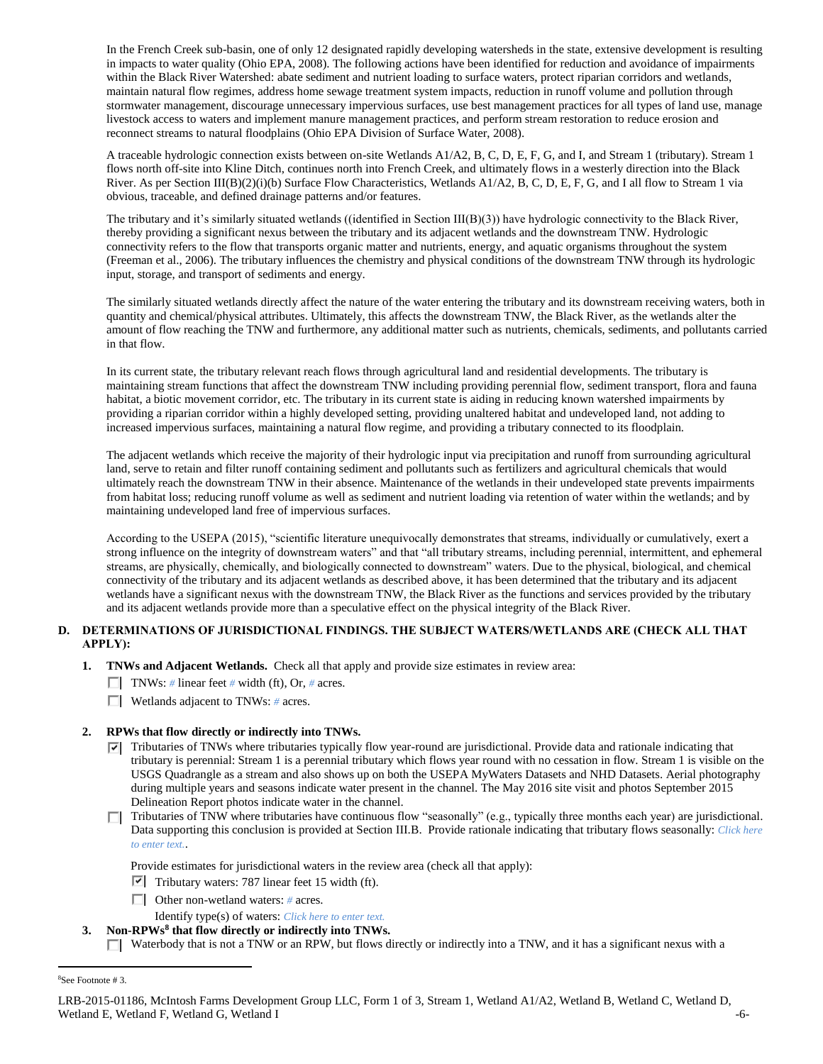In the French Creek sub-basin, one of only 12 designated rapidly developing watersheds in the state, extensive development is resulting in impacts to water quality (Ohio EPA, 2008). The following actions have been identified for reduction and avoidance of impairments within the Black River Watershed: abate sediment and nutrient loading to surface waters, protect riparian corridors and wetlands, maintain natural flow regimes, address home sewage treatment system impacts, reduction in runoff volume and pollution through stormwater management, discourage unnecessary impervious surfaces, use best management practices for all types of land use, manage livestock access to waters and implement manure management practices, and perform stream restoration to reduce erosion and reconnect streams to natural floodplains (Ohio EPA Division of Surface Water, 2008).

A traceable hydrologic connection exists between on-site Wetlands A1/A2, B, C, D, E, F, G, and I, and Stream 1 (tributary). Stream 1 flows north off-site into Kline Ditch, continues north into French Creek, and ultimately flows in a westerly direction into the Black River. As per Section III(B)(2)(i)(b) Surface Flow Characteristics, Wetlands A1/A2, B, C, D, E, F, G, and I all flow to Stream 1 via obvious, traceable, and defined drainage patterns and/or features.

The tributary and it's similarly situated wetlands ((identified in Section III(B)(3)) have hydrologic connectivity to the Black River, thereby providing a significant nexus between the tributary and its adjacent wetlands and the downstream TNW. Hydrologic connectivity refers to the flow that transports organic matter and nutrients, energy, and aquatic organisms throughout the system (Freeman et al., 2006). The tributary influences the chemistry and physical conditions of the downstream TNW through its hydrologic input, storage, and transport of sediments and energy.

The similarly situated wetlands directly affect the nature of the water entering the tributary and its downstream receiving waters, both in quantity and chemical/physical attributes. Ultimately, this affects the downstream TNW, the Black River, as the wetlands alter the amount of flow reaching the TNW and furthermore, any additional matter such as nutrients, chemicals, sediments, and pollutants carried in that flow.

In its current state, the tributary relevant reach flows through agricultural land and residential developments. The tributary is maintaining stream functions that affect the downstream TNW including providing perennial flow, sediment transport, flora and fauna habitat, a biotic movement corridor, etc. The tributary in its current state is aiding in reducing known watershed impairments by providing a riparian corridor within a highly developed setting, providing unaltered habitat and undeveloped land, not adding to increased impervious surfaces, maintaining a natural flow regime, and providing a tributary connected to its floodplain.

The adjacent wetlands which receive the majority of their hydrologic input via precipitation and runoff from surrounding agricultural land, serve to retain and filter runoff containing sediment and pollutants such as fertilizers and agricultural chemicals that would ultimately reach the downstream TNW in their absence. Maintenance of the wetlands in their undeveloped state prevents impairments from habitat loss; reducing runoff volume as well as sediment and nutrient loading via retention of water within the wetlands; and by maintaining undeveloped land free of impervious surfaces.

According to the USEPA (2015), "scientific literature unequivocally demonstrates that streams, individually or cumulatively, exert a strong influence on the integrity of downstream waters" and that "all tributary streams, including perennial, intermittent, and ephemeral streams, are physically, chemically, and biologically connected to downstream" waters. Due to the physical, biological, and chemical connectivity of the tributary and its adjacent wetlands as described above, it has been determined that the tributary and its adjacent wetlands have a significant nexus with the downstream TNW, the Black River as the functions and services provided by the tributary and its adjacent wetlands provide more than a speculative effect on the physical integrity of the Black River.

## D. DETERMINATIONS OF JURISDICTIONAL FINDINGS. THE SUBJECT WATERS/WETLANDS ARE (CHECK ALL THAT APPLY):

**1. TNWs and Adjacent Wetlands.** Check all that apply and provide size estimates in review area:

- ☐ TNWs: # linear feet # width (ft), Or, # acres.
- ☐ Wetlands adjacent to TNWs: # acres.

**2. RPWs that flow directly or indirectly into TNWs.**

- ☑ Tributaries of TNWs where tributaries typically flow year-round are jurisdictional. Provide data and rationale indicating that tributary is perennial: Stream 1 is a perennial tributary which flows year round with no cessation in flow. Stream 1 is visible on the USGS Quadrangle as a stream and also shows up on both the USEPA MyWaters Datasets and NHD Datasets. Aerial photography during multiple years and seasons indicate water present in the channel. The May 2016 site visit and photos September 2015 Delineation Report photos indicate water in the channel.
- ☐ Tributaries of TNW where tributaries have continuous flow "seasonally" (e.g., typically three months each year) are jurisdictional. Data supporting this conclusion is provided at Section III.B. Provide rationale indicating that tributary flows seasonally: *Click here to enter text.*.

Provide estimates for jurisdictional waters in the review area (check all that apply):

- ☑ Tributary waters: 787 linear feet 15 width (ft).
- ☐ Other non-wetland waters: # acres.

  Identify type(s) of waters: *Click here to enter text.*

**3. Non-RPWs[8] that flow directly or indirectly into TNWs.**

- ☐ Waterbody that is not a TNW or an RPW, but flows directly or indirectly into a TNW, and it has a significant nexus with a

[8] See Footnote # 3.

LRB-2015-01186, McIntosh Farms Development Group LLC, Form 1 of 3, Stream 1, Wetland A1/A2, Wetland B, Wetland C, Wetland D, Wetland E, Wetland F, Wetland G, Wetland I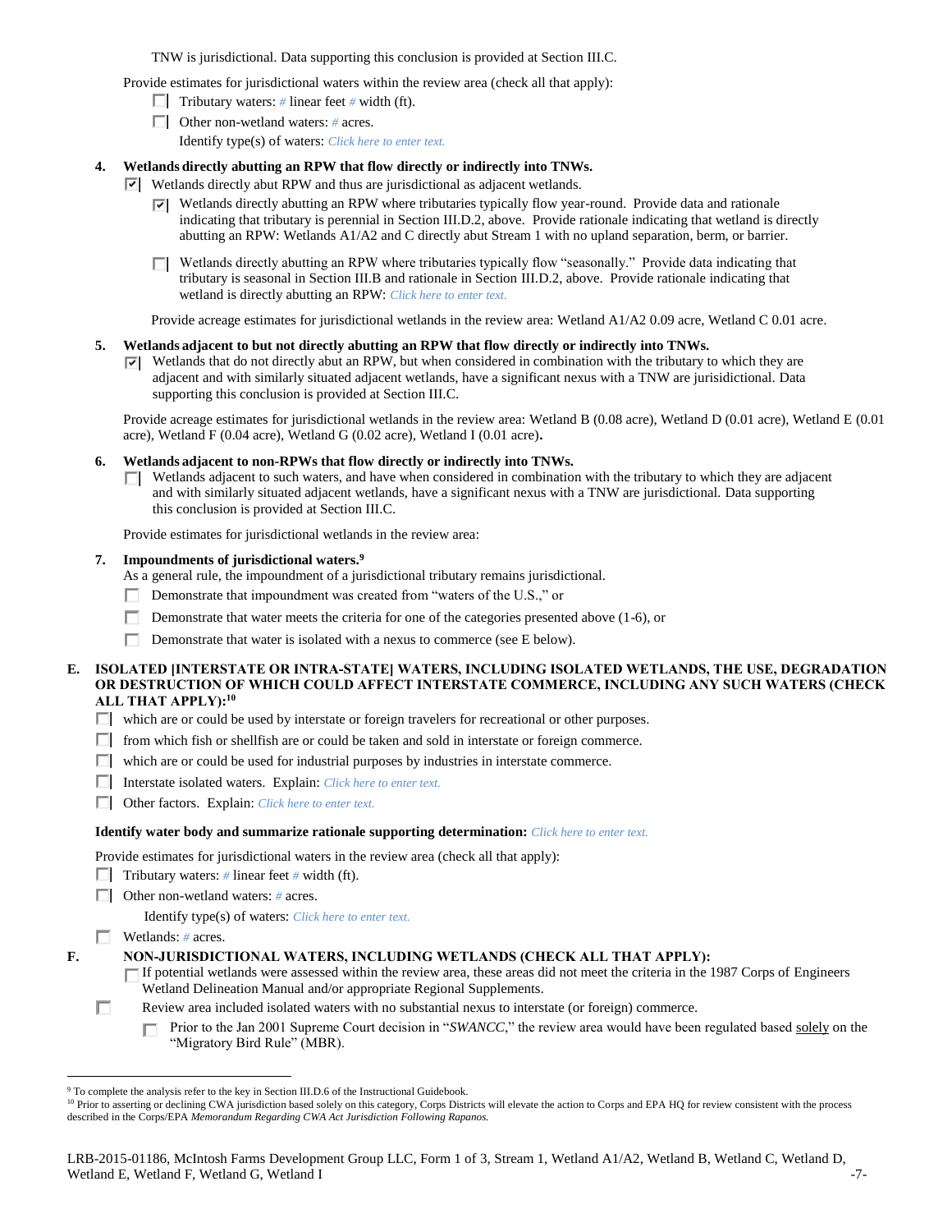TNW is jurisdictional. Data supporting this conclusion is provided at Section III.C.

Provide estimates for jurisdictional waters within the review area (check all that apply):

- ☐ Tributary waters: # linear feet # width (ft).
- ☐ Other non-wetland waters: # acres.

  Identify type(s) of waters: Click here to enter text.

**4. Wetlands directly abutting an RPW that flow directly or indirectly into TNWs.**

☑ Wetlands directly abut RPW and thus are jurisdictional as adjacent wetlands.

- ☑ Wetlands directly abutting an RPW where tributaries typically flow year-round. Provide data and rationale indicating that tributary is perennial in Section III.D.2, above. Provide rationale indicating that wetland is directly abutting an RPW: Wetlands A1/A2 and C directly abut Stream 1 with no upland separation, berm, or barrier.

- ☐ Wetlands directly abutting an RPW where tributaries typically flow "seasonally." Provide data indicating that tributary is seasonal in Section III.B and rationale in Section III.D.2, above. Provide rationale indicating that wetland is directly abutting an RPW: Click here to enter text.

Provide acreage estimates for jurisdictional wetlands in the review area: Wetland A1/A2 0.09 acre, Wetland C 0.01 acre.

**5. Wetlands adjacent to but not directly abutting an RPW that flow directly or indirectly into TNWs.**

☑ Wetlands that do not directly abut an RPW, but when considered in combination with the tributary to which they are adjacent and with similarly situated adjacent wetlands, have a significant nexus with a TNW are jurisidictional. Data supporting this conclusion is provided at Section III.C.

Provide acreage estimates for jurisdictional wetlands in the review area: Wetland B (0.08 acre), Wetland D (0.01 acre), Wetland E (0.01 acre), Wetland F (0.04 acre), Wetland G (0.02 acre), Wetland I (0.01 acre)**.**

**6. Wetlands adjacent to non-RPWs that flow directly or indirectly into TNWs.**

☐ Wetlands adjacent to such waters, and have when considered in combination with the tributary to which they are adjacent and with similarly situated adjacent wetlands, have a significant nexus with a TNW are jurisdictional. Data supporting this conclusion is provided at Section III.C.

Provide estimates for jurisdictional wetlands in the review area:

**7. Impoundments of jurisdictional waters.**[9]

As a general rule, the impoundment of a jurisdictional tributary remains jurisdictional.

- ☐ Demonstrate that impoundment was created from "waters of the U.S.," or
- ☐ Demonstrate that water meets the criteria for one of the categories presented above (1-6), or
- ☐ Demonstrate that water is isolated with a nexus to commerce (see E below).

**E. ISOLATED [INTERSTATE OR INTRA-STATE] WATERS, INCLUDING ISOLATED WETLANDS, THE USE, DEGRADATION OR DESTRUCTION OF WHICH COULD AFFECT INTERSTATE COMMERCE, INCLUDING ANY SUCH WATERS (CHECK ALL THAT APPLY):**[10]

- ☐ which are or could be used by interstate or foreign travelers for recreational or other purposes.
- ☐ from which fish or shellfish are or could be taken and sold in interstate or foreign commerce.
- ☐ which are or could be used for industrial purposes by industries in interstate commerce.
- ☐ Interstate isolated waters. Explain: Click here to enter text.
- ☐ Other factors. Explain: Click here to enter text.

**Identify water body and summarize rationale supporting determination:** Click here to enter text.

Provide estimates for jurisdictional waters in the review area (check all that apply):

- ☐ Tributary waters: # linear feet # width (ft).
- ☐ Other non-wetland waters: # acres.

  Identify type(s) of waters: Click here to enter text.

- ☐ Wetlands: # acres.

**F. NON-JURISDICTIONAL WATERS, INCLUDING WETLANDS (CHECK ALL THAT APPLY):**

☐ If potential wetlands were assessed within the review area, these areas did not meet the criteria in the 1987 Corps of Engineers Wetland Delineation Manual and/or appropriate Regional Supplements.

☐ Review area included isolated waters with no substantial nexus to interstate (or foreign) commerce.

- ☐ Prior to the Jan 2001 Supreme Court decision in "*SWANCC*," the review area would have been regulated based solely on the "Migratory Bird Rule" (MBR).

---

[9] To complete the analysis refer to the key in Section III.D.6 of the Instructional Guidebook.

[10] Prior to asserting or declining CWA jurisdiction based solely on this category, Corps Districts will elevate the action to Corps and EPA HQ for review consistent with the process described in the Corps/EPA *Memorandum Regarding CWA Act Jurisdiction Following Rapanos.*

LRB-2015-01186, McIntosh Farms Development Group LLC, Form 1 of 3, Stream 1, Wetland A1/A2, Wetland B, Wetland C, Wetland D, Wetland E, Wetland F, Wetland G, Wetland I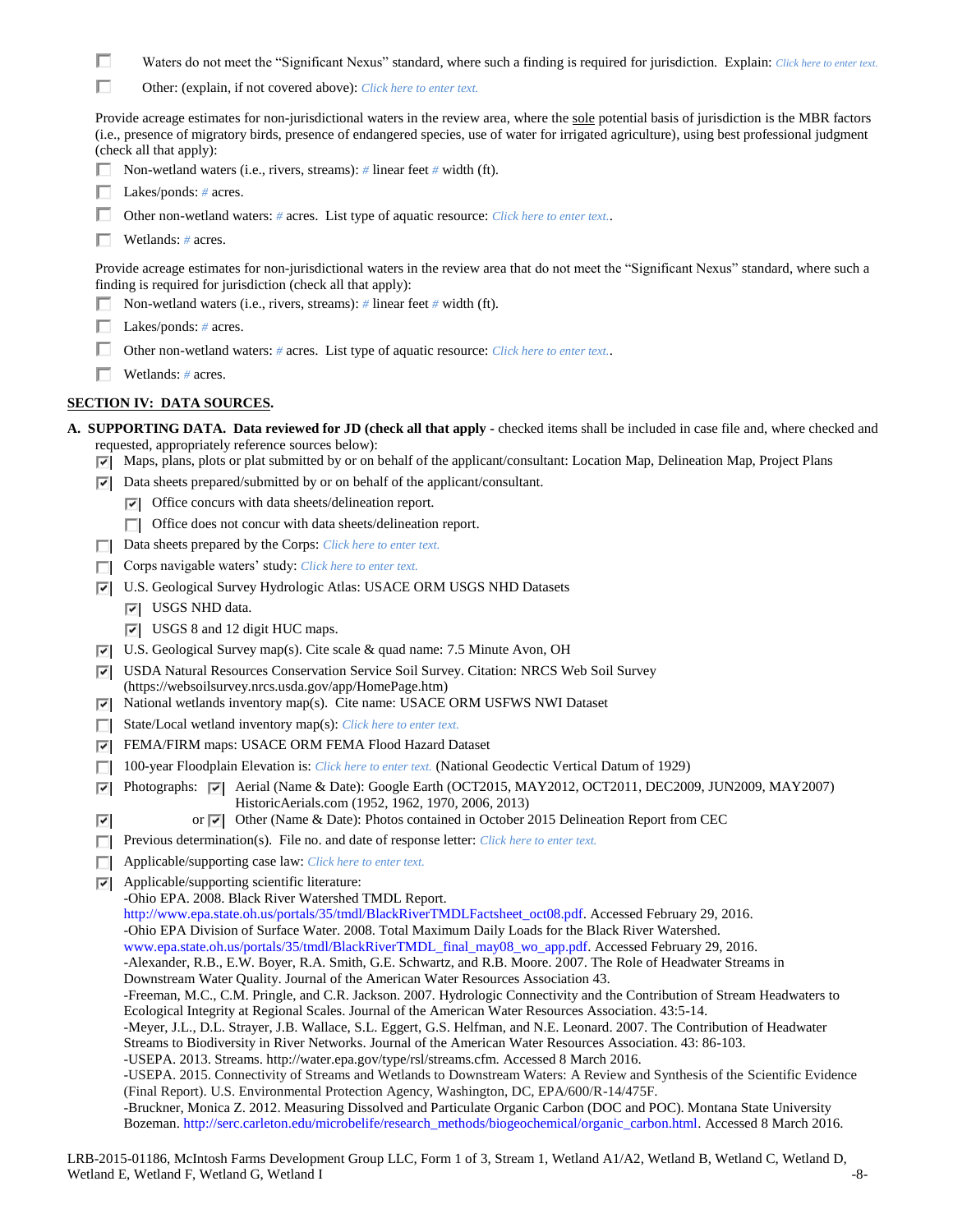- [ ] Waters do not meet the "Significant Nexus" standard, where such a finding is required for jurisdiction. Explain: *Click here to enter text.*
- [ ] Other: (explain, if not covered above): *Click here to enter text.*

Provide acreage estimates for non-jurisdictional waters in the review area, where the <u>sole</u> potential basis of jurisdiction is the MBR factors (i.e., presence of migratory birds, presence of endangered species, use of water for irrigated agriculture), using best professional judgment (check all that apply):

- [ ] Non-wetland waters (i.e., rivers, streams): *#* linear feet *#* width (ft).
- [ ] Lakes/ponds: *#* acres.
- [ ] Other non-wetland waters: *#* acres. List type of aquatic resource: *Click here to enter text.*.
- [ ] Wetlands: *#* acres.

Provide acreage estimates for non-jurisdictional waters in the review area that do not meet the "Significant Nexus" standard, where such a finding is required for jurisdiction (check all that apply):

- [ ] Non-wetland waters (i.e., rivers, streams): *#* linear feet *#* width (ft).
- [ ] Lakes/ponds: *#* acres.
- [ ] Other non-wetland waters: *#* acres. List type of aquatic resource: *Click here to enter text.*.
- [ ] Wetlands: *#* acres.

## <u>SECTION IV: DATA SOURCES.</u>

**A. SUPPORTING DATA. Data reviewed for JD (check all that apply -** checked items shall be included in case file and, where checked and requested, appropriately reference sources below):

- [x] Maps, plans, plots or plat submitted by or on behalf of the applicant/consultant: Location Map, Delineation Map, Project Plans
- [x] Data sheets prepared/submitted by or on behalf of the applicant/consultant.
  - [x] Office concurs with data sheets/delineation report.
  - [ ] Office does not concur with data sheets/delineation report.
- [ ] Data sheets prepared by the Corps: *Click here to enter text.*
- [ ] Corps navigable waters' study: *Click here to enter text.*
- [x] U.S. Geological Survey Hydrologic Atlas: USACE ORM USGS NHD Datasets
  - [x] USGS NHD data.
  - [x] USGS 8 and 12 digit HUC maps.
- [x] U.S. Geological Survey map(s). Cite scale & quad name: 7.5 Minute Avon, OH
- [x] USDA Natural Resources Conservation Service Soil Survey. Citation: NRCS Web Soil Survey (https://websoilsurvey.nrcs.usda.gov/app/HomePage.htm)
- [x] National wetlands inventory map(s). Cite name: USACE ORM USFWS NWI Dataset
- [ ] State/Local wetland inventory map(s): *Click here to enter text.*
- [x] FEMA/FIRM maps: USACE ORM FEMA Flood Hazard Dataset
- [ ] 100-year Floodplain Elevation is: *Click here to enter text.* (National Geodectic Vertical Datum of 1929)
- [x] Photographs: [x] Aerial (Name & Date): Google Earth (OCT2015, MAY2012, OCT2011, DEC2009, JUN2009, MAY2007) HistoricAerials.com (1952, 1962, 1970, 2006, 2013)
- [x] or [x] Other (Name & Date): Photos contained in October 2015 Delineation Report from CEC
- [ ] Previous determination(s). File no. and date of response letter: *Click here to enter text.*
- [ ] Applicable/supporting case law: *Click here to enter text.*
- [x] Applicable/supporting scientific literature:
  -Ohio EPA. 2008. Black River Watershed TMDL Report. http://www.epa.state.oh.us/portals/35/tmdl/BlackRiverTMDLFactsheet_oct08.pdf. Accessed February 29, 2016.
  -Ohio EPA Division of Surface Water. 2008. Total Maximum Daily Loads for the Black River Watershed. www.epa.state.oh.us/portals/35/tmdl/BlackRiverTMDL_final_may08_wo_app.pdf. Accessed February 29, 2016.
  -Alexander, R.B., E.W. Boyer, R.A. Smith, G.E. Schwartz, and R.B. Moore. 2007. The Role of Headwater Streams in Downstream Water Quality. Journal of the American Water Resources Association 43.
  -Freeman, M.C., C.M. Pringle, and C.R. Jackson. 2007. Hydrologic Connectivity and the Contribution of Stream Headwaters to Ecological Integrity at Regional Scales. Journal of the American Water Resources Association. 43:5-14.
  -Meyer, J.L., D.L. Strayer, J.B. Wallace, S.L. Eggert, G.S. Helfman, and N.E. Leonard. 2007. The Contribution of Headwater Streams to Biodiversity in River Networks. Journal of the American Water Resources Association. 43: 86-103.
  -USEPA. 2013. Streams. http://water.epa.gov/type/rsl/streams.cfm. Accessed 8 March 2016.
  -USEPA. 2015. Connectivity of Streams and Wetlands to Downstream Waters: A Review and Synthesis of the Scientific Evidence (Final Report). U.S. Environmental Protection Agency, Washington, DC, EPA/600/R-14/475F.
  -Bruckner, Monica Z. 2012. Measuring Dissolved and Particulate Organic Carbon (DOC and POC). Montana State University Bozeman. http://serc.carleton.edu/microbelife/research_methods/biogeochemical/organic_carbon.html. Accessed 8 March 2016.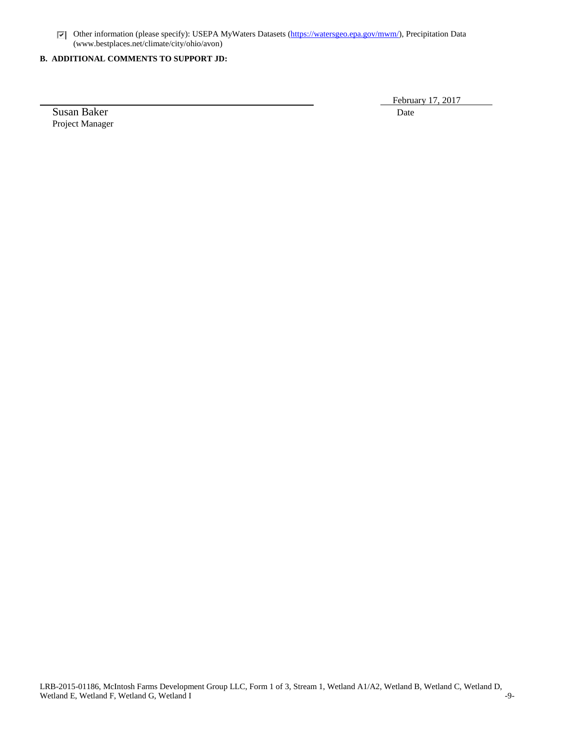☑ Other information (please specify): USEPA MyWaters Datasets (https://watersgeo.epa.gov/mwm/), Precipitation Data (www.bestplaces.net/climate/city/ohio/avon)

**B. ADDITIONAL COMMENTS TO SUPPORT JD:**

Susan Baker
Project Manager

February 17, 2017
Date

LRB-2015-01186, McIntosh Farms Development Group LLC, Form 1 of 3, Stream 1, Wetland A1/A2, Wetland B, Wetland C, Wetland D, Wetland E, Wetland F, Wetland G, Wetland I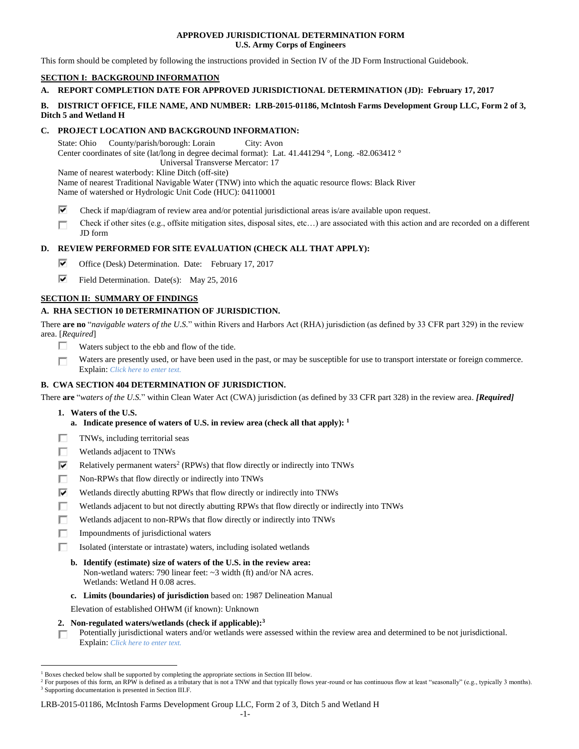**APPROVED JURISDICTIONAL DETERMINATION FORM**
**U.S. Army Corps of Engineers**

This form should be completed by following the instructions provided in Section IV of the JD Form Instructional Guidebook.

## SECTION I: BACKGROUND INFORMATION

**A. REPORT COMPLETION DATE FOR APPROVED JURISDICTIONAL DETERMINATION (JD): February 17, 2017**

**B. DISTRICT OFFICE, FILE NAME, AND NUMBER: LRB-2015-01186, McIntosh Farms Development Group LLC, Form 2 of 3, Ditch 5 and Wetland H**

**C. PROJECT LOCATION AND BACKGROUND INFORMATION:**

State: Ohio County/parish/borough: Lorain City: Avon
Center coordinates of site (lat/long in degree decimal format): Lat. 41.441294 °, Long. -82.063412 °
Universal Transverse Mercator: 17
Name of nearest waterbody: Kline Ditch (off-site)
Name of nearest Traditional Navigable Water (TNW) into which the aquatic resource flows: Black River
Name of watershed or Hydrologic Unit Code (HUC): 04110001

- [x] Check if map/diagram of review area and/or potential jurisdictional areas is/are available upon request.
- [ ] Check if other sites (e.g., offsite mitigation sites, disposal sites, etc…) are associated with this action and are recorded on a different JD form

**D. REVIEW PERFORMED FOR SITE EVALUATION (CHECK ALL THAT APPLY):**

- [x] Office (Desk) Determination. Date: February 17, 2017
- [x] Field Determination. Date(s): May 25, 2016

## SECTION II: SUMMARY OF FINDINGS

**A. RHA SECTION 10 DETERMINATION OF JURISDICTION.**

There **are no** "*navigable waters of the U.S.*" within Rivers and Harbors Act (RHA) jurisdiction (as defined by 33 CFR part 329) in the review area. [*Required*]

- [ ] Waters subject to the ebb and flow of the tide.
- [ ] Waters are presently used, or have been used in the past, or may be susceptible for use to transport interstate or foreign commerce. Explain: *Click here to enter text.*

**B. CWA SECTION 404 DETERMINATION OF JURISDICTION.**

There **are** "*waters of the U.S.*" within Clean Water Act (CWA) jurisdiction (as defined by 33 CFR part 328) in the review area. ***[Required]***

**1. Waters of the U.S.**

**a. Indicate presence of waters of U.S. in review area (check all that apply):** [1]

- [ ] TNWs, including territorial seas
- [ ] Wetlands adjacent to TNWs
- [x] Relatively permanent waters[2] (RPWs) that flow directly or indirectly into TNWs
- [ ] Non-RPWs that flow directly or indirectly into TNWs
- [x] Wetlands directly abutting RPWs that flow directly or indirectly into TNWs
- [ ] Wetlands adjacent to but not directly abutting RPWs that flow directly or indirectly into TNWs
- [ ] Wetlands adjacent to non-RPWs that flow directly or indirectly into TNWs
- [ ] Impoundments of jurisdictional waters
- [ ] Isolated (interstate or intrastate) waters, including isolated wetlands

**b. Identify (estimate) size of waters of the U.S. in the review area:**
Non-wetland waters: 790 linear feet: ~3 width (ft) and/or NA acres.
Wetlands: Wetland H 0.08 acres.

**c. Limits (boundaries) of jurisdiction** based on: 1987 Delineation Manual

Elevation of established OHWM (if known): Unknown

**2. Non-regulated waters/wetlands (check if applicable):**[3]

- [ ] Potentially jurisdictional waters and/or wetlands were assessed within the review area and determined to be not jurisdictional. Explain: *Click here to enter text.*

---

[1] Boxes checked below shall be supported by completing the appropriate sections in Section III below.
[2] For purposes of this form, an RPW is defined as a tributary that is not a TNW and that typically flows year-round or has continuous flow at least "seasonally" (e.g., typically 3 months).
[3] Supporting documentation is presented in Section III.F.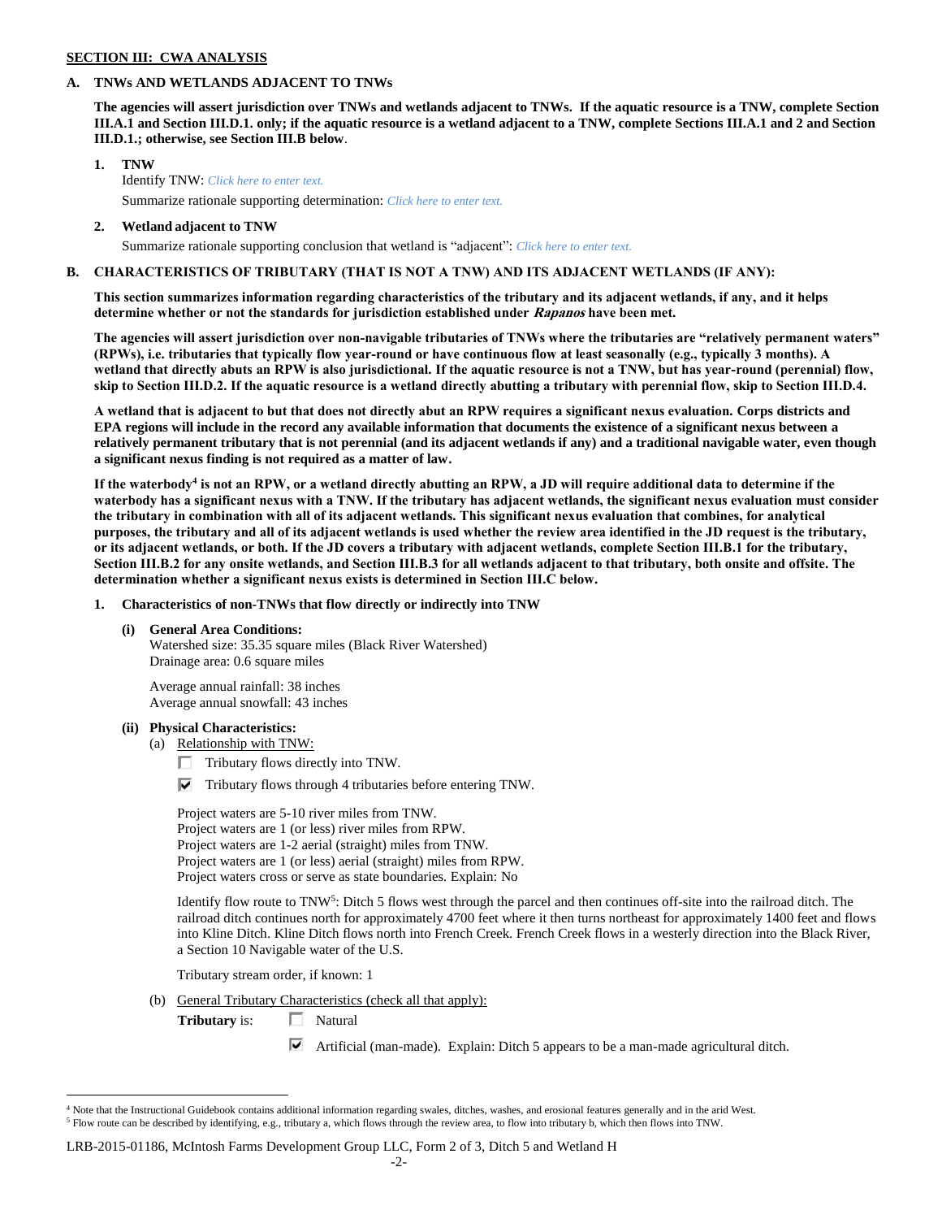**SECTION III: CWA ANALYSIS**

**A. TNWs AND WETLANDS ADJACENT TO TNWs**

**The agencies will assert jurisdiction over TNWs and wetlands adjacent to TNWs. If the aquatic resource is a TNW, complete Section III.A.1 and Section III.D.1. only; if the aquatic resource is a wetland adjacent to a TNW, complete Sections III.A.1 and 2 and Section III.D.1.; otherwise, see Section III.B below**.

**1. TNW**

Identify TNW: *Click here to enter text.*

Summarize rationale supporting determination: *Click here to enter text.*

**2. Wetland adjacent to TNW**

Summarize rationale supporting conclusion that wetland is "adjacent": *Click here to enter text.*

**B. CHARACTERISTICS OF TRIBUTARY (THAT IS NOT A TNW) AND ITS ADJACENT WETLANDS (IF ANY):**

**This section summarizes information regarding characteristics of the tributary and its adjacent wetlands, if any, and it helps determine whether or not the standards for jurisdiction established under *Rapanos* have been met.**

**The agencies will assert jurisdiction over non-navigable tributaries of TNWs where the tributaries are "relatively permanent waters" (RPWs), i.e. tributaries that typically flow year-round or have continuous flow at least seasonally (e.g., typically 3 months). A wetland that directly abuts an RPW is also jurisdictional. If the aquatic resource is not a TNW, but has year-round (perennial) flow, skip to Section III.D.2. If the aquatic resource is a wetland directly abutting a tributary with perennial flow, skip to Section III.D.4.**

**A wetland that is adjacent to but that does not directly abut an RPW requires a significant nexus evaluation. Corps districts and EPA regions will include in the record any available information that documents the existence of a significant nexus between a relatively permanent tributary that is not perennial (and its adjacent wetlands if any) and a traditional navigable water, even though a significant nexus finding is not required as a matter of law.**

**If the waterbody[4] is not an RPW, or a wetland directly abutting an RPW, a JD will require additional data to determine if the waterbody has a significant nexus with a TNW. If the tributary has adjacent wetlands, the significant nexus evaluation must consider the tributary in combination with all of its adjacent wetlands. This significant nexus evaluation that combines, for analytical purposes, the tributary and all of its adjacent wetlands is used whether the review area identified in the JD request is the tributary, or its adjacent wetlands, or both. If the JD covers a tributary with adjacent wetlands, complete Section III.B.1 for the tributary, Section III.B.2 for any onsite wetlands, and Section III.B.3 for all wetlands adjacent to that tributary, both onsite and offsite. The determination whether a significant nexus exists is determined in Section III.C below.**

**1. Characteristics of non-TNWs that flow directly or indirectly into TNW**

**(i) General Area Conditions:**

Watershed size: 35.35 square miles (Black River Watershed)
Drainage area: 0.6 square miles

Average annual rainfall: 38 inches
Average annual snowfall: 43 inches

**(ii) Physical Characteristics:**

(a) Relationship with TNW:

☐ Tributary flows directly into TNW.

☑ Tributary flows through 4 tributaries before entering TNW.

Project waters are 5-10 river miles from TNW.
Project waters are 1 (or less) river miles from RPW.
Project waters are 1-2 aerial (straight) miles from TNW.
Project waters are 1 (or less) aerial (straight) miles from RPW.
Project waters cross or serve as state boundaries. Explain: No

Identify flow route to TNW[5]: Ditch 5 flows west through the parcel and then continues off-site into the railroad ditch. The railroad ditch continues north for approximately 4700 feet where it then turns northeast for approximately 1400 feet and flows into Kline Ditch. Kline Ditch flows north into French Creek. French Creek flows in a westerly direction into the Black River, a Section 10 Navigable water of the U.S.

Tributary stream order, if known: 1

(b) General Tributary Characteristics (check all that apply):

**Tributary** is: ☐ Natural

☑ Artificial (man-made). Explain: Ditch 5 appears to be a man-made agricultural ditch.

---

[4] Note that the Instructional Guidebook contains additional information regarding swales, ditches, washes, and erosional features generally and in the arid West.

[5] Flow route can be described by identifying, e.g., tributary a, which flows through the review area, to flow into tributary b, which then flows into TNW.

LRB-2015-01186, McIntosh Farms Development Group LLC, Form 2 of 3, Ditch 5 and Wetland H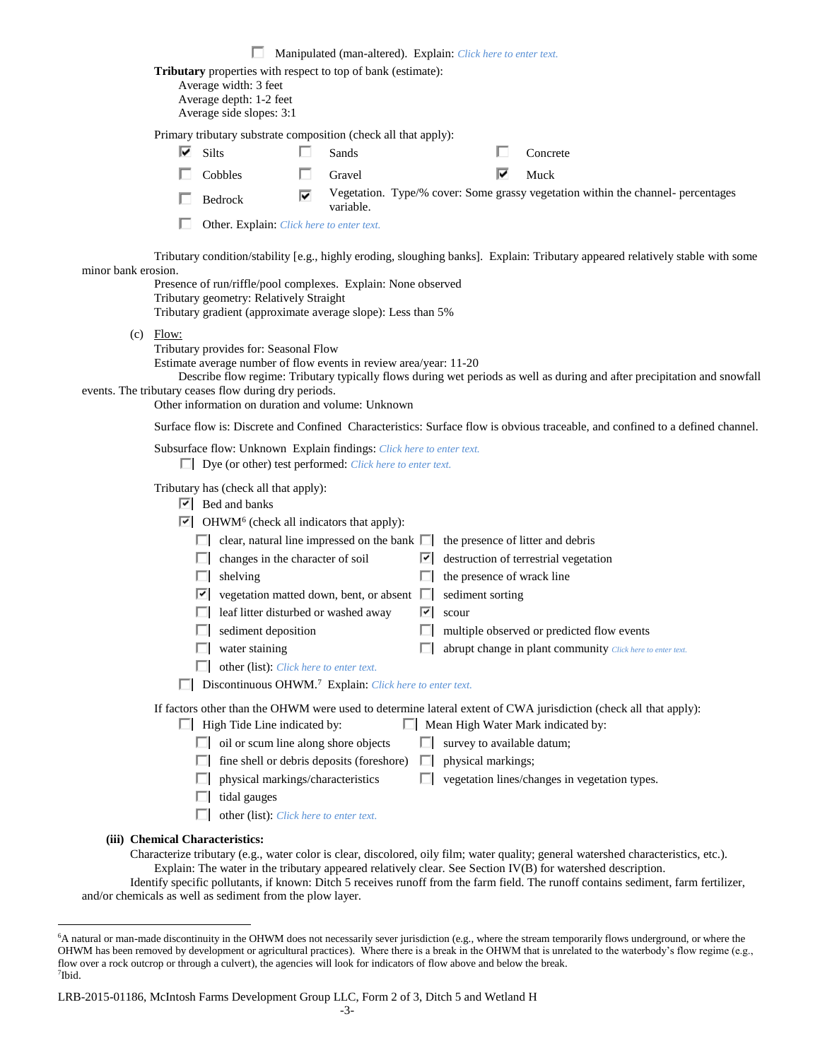☐ Manipulated (man-altered). Explain: *Click here to enter text.*

**Tributary** properties with respect to top of bank (estimate):
Average width: 3 feet
Average depth: 1-2 feet
Average side slopes: 3:1

Primary tributary substrate composition (check all that apply):

☑ Silts ☐ Sands ☐ Concrete
☐ Cobbles ☐ Gravel ☑ Muck
☐ Bedrock ☑ Vegetation. Type/% cover: Some grassy vegetation within the channel- percentages variable.
☐ Other. Explain: *Click here to enter text.*

Tributary condition/stability [e.g., highly eroding, sloughing banks]. Explain: Tributary appeared relatively stable with some minor bank erosion.
Presence of run/riffle/pool complexes. Explain: None observed
Tributary geometry: Relatively Straight
Tributary gradient (approximate average slope): Less than 5%

(c) Flow:
Tributary provides for: Seasonal Flow
Estimate average number of flow events in review area/year: 11-20
Describe flow regime: Tributary typically flows during wet periods as well as during and after precipitation and snowfall events. The tributary ceases flow during dry periods.
Other information on duration and volume: Unknown

Surface flow is: Discrete and Confined Characteristics: Surface flow is obvious traceable, and confined to a defined channel.

Subsurface flow: Unknown Explain findings: *Click here to enter text.*
☐ Dye (or other) test performed: *Click here to enter text.*

Tributary has (check all that apply):
☑ Bed and banks
☑ OHWM[6] (check all indicators that apply):

☐ clear, natural line impressed on the bank ☐ the presence of litter and debris
☐ changes in the character of soil ☑ destruction of terrestrial vegetation
☐ shelving ☐ the presence of wrack line
☑ vegetation matted down, bent, or absent ☐ sediment sorting
☐ leaf litter disturbed or washed away ☑ scour
☐ sediment deposition ☐ multiple observed or predicted flow events
☐ water staining ☐ abrupt change in plant community *Click here to enter text.*
☐ other (list): *Click here to enter text.*

☐ Discontinuous OHWM.[7] Explain: *Click here to enter text.*

If factors other than the OHWM were used to determine lateral extent of CWA jurisdiction (check all that apply):
☐ High Tide Line indicated by: ☐ Mean High Water Mark indicated by:
☐ oil or scum line along shore objects ☐ survey to available datum;
☐ fine shell or debris deposits (foreshore) ☐ physical markings;
☐ physical markings/characteristics ☐ vegetation lines/changes in vegetation types.
☐ tidal gauges
☐ other (list): *Click here to enter text.*

**(iii) Chemical Characteristics:**
Characterize tributary (e.g., water color is clear, discolored, oily film; water quality; general watershed characteristics, etc.).
Explain: The water in the tributary appeared relatively clear. See Section IV(B) for watershed description.
Identify specific pollutants, if known: Ditch 5 receives runoff from the farm field. The runoff contains sediment, farm fertilizer, and/or chemicals as well as sediment from the plow layer.

---

[6] A natural or man-made discontinuity in the OHWM does not necessarily sever jurisdiction (e.g., where the stream temporarily flows underground, or where the OHWM has been removed by development or agricultural practices). Where there is a break in the OHWM that is unrelated to the waterbody's flow regime (e.g., flow over a rock outcrop or through a culvert), the agencies will look for indicators of flow above and below the break.
[7] Ibid.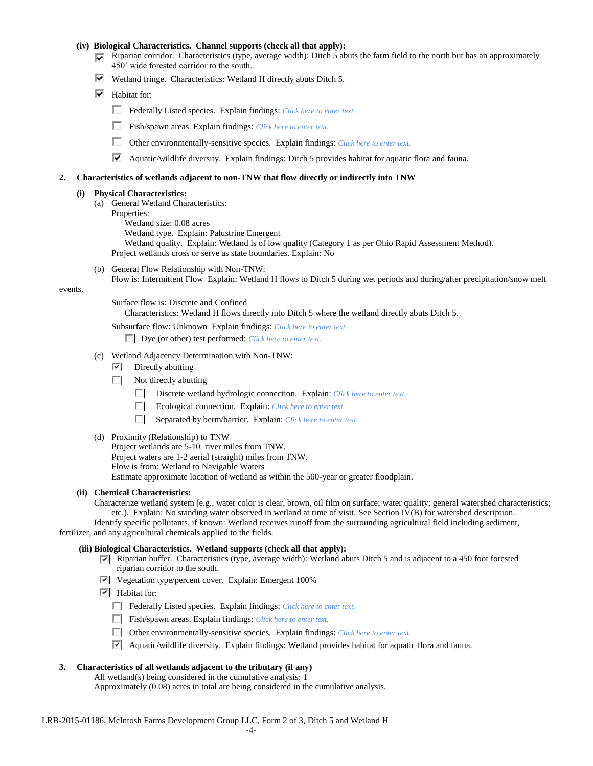**(iv) Biological Characteristics. Channel supports (check all that apply):**

- [x] Riparian corridor. Characteristics (type, average width): Ditch 5 abuts the farm field to the north but has an approximately 450' wide forested corridor to the south.
- [x] Wetland fringe. Characteristics: Wetland H directly abuts Ditch 5.
- [x] Habitat for:
  - [ ] Federally Listed species. Explain findings: *Click here to enter text.*
  - [ ] Fish/spawn areas. Explain findings: *Click here to enter text.*
  - [ ] Other environmentally-sensitive species. Explain findings: *Click here to enter text.*
  - [x] Aquatic/wildlife diversity. Explain findings: Ditch 5 provides habitat for aquatic flora and fauna.

**2. Characteristics of wetlands adjacent to non-TNW that flow directly or indirectly into TNW**

**(i) Physical Characteristics:**

(a) General Wetland Characteristics:

Properties:

Wetland size: 0.08 acres

Wetland type. Explain: Palustrine Emergent

Wetland quality. Explain: Wetland is of low quality (Category 1 as per Ohio Rapid Assessment Method).

Project wetlands cross or serve as state boundaries. Explain: No

(b) General Flow Relationship with Non-TNW:

Flow is: Intermittent Flow Explain: Wetland H flows to Ditch 5 during wet periods and during/after precipitation/snow melt events.

Surface flow is: Discrete and Confined

Characteristics: Wetland H flows directly into Ditch 5 where the wetland directly abuts Ditch 5.

Subsurface flow: Unknown Explain findings: *Click here to enter text.*

- [ ] Dye (or other) test performed: *Click here to enter text.*

(c) Wetland Adjacency Determination with Non-TNW:

- [x] Directly abutting
- [ ] Not directly abutting
  - [ ] Discrete wetland hydrologic connection. Explain: *Click here to enter text.*
  - [ ] Ecological connection. Explain: *Click here to enter text.*
  - [ ] Separated by berm/barrier. Explain: *Click here to enter text.*

(d) Proximity (Relationship) to TNW

Project wetlands are 5-10 river miles from TNW.

Project waters are 1-2 aerial (straight) miles from TNW.

Flow is from: Wetland to Navigable Waters

Estimate approximate location of wetland as within the 500-year or greater floodplain.

**(ii) Chemical Characteristics:**

Characterize wetland system (e.g., water color is clear, brown, oil film on surface; water quality; general watershed characteristics; etc.). Explain: No standing water observed in wetland at time of visit. See Section IV(B) for watershed description.

Identify specific pollutants, if known: Wetland receives runoff from the surrounding agricultural field including sediment, fertilizer, and any agricultural chemicals applied to the fields.

**(iii) Biological Characteristics. Wetland supports (check all that apply):**

- [x] Riparian buffer. Characteristics (type, average width): Wetland abuts Ditch 5 and is adjacent to a 450 foot forested riparian corridor to the south.
- [x] Vegetation type/percent cover. Explain: Emergent 100%
- [x] Habitat for:
  - [ ] Federally Listed species. Explain findings: *Click here to enter text.*
  - [ ] Fish/spawn areas. Explain findings: *Click here to enter text.*
  - [ ] Other environmentally-sensitive species. Explain findings: *Click here to enter text.*
  - [x] Aquatic/wildlife diversity. Explain findings: Wetland provides habitat for aquatic flora and fauna.

**3. Characteristics of all wetlands adjacent to the tributary (if any)**

All wetland(s) being considered in the cumulative analysis: 1

Approximately (0.08) acres in total are being considered in the cumulative analysis.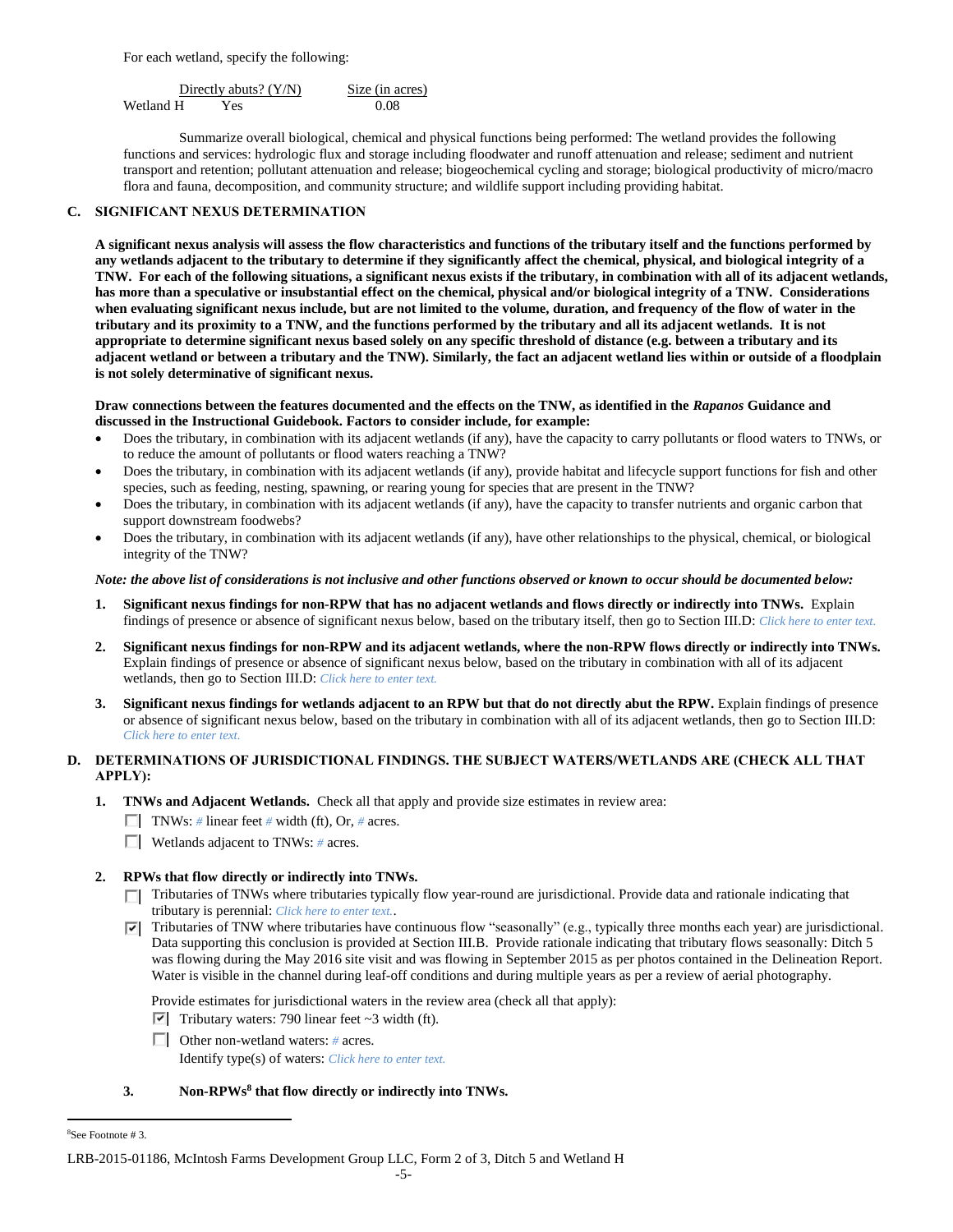For each wetland, specify the following:

| | Directly abuts? (Y/N) | Size (in acres) |
|---|---|---|
| Wetland H | Yes | 0.08 |

Summarize overall biological, chemical and physical functions being performed: The wetland provides the following functions and services: hydrologic flux and storage including floodwater and runoff attenuation and release; sediment and nutrient transport and retention; pollutant attenuation and release; biogeochemical cycling and storage; biological productivity of micro/macro flora and fauna, decomposition, and community structure; and wildlife support including providing habitat.

## C. SIGNIFICANT NEXUS DETERMINATION

**A significant nexus analysis will assess the flow characteristics and functions of the tributary itself and the functions performed by any wetlands adjacent to the tributary to determine if they significantly affect the chemical, physical, and biological integrity of a TNW. For each of the following situations, a significant nexus exists if the tributary, in combination with all of its adjacent wetlands, has more than a speculative or insubstantial effect on the chemical, physical and/or biological integrity of a TNW. Considerations when evaluating significant nexus include, but are not limited to the volume, duration, and frequency of the flow of water in the tributary and its proximity to a TNW, and the functions performed by the tributary and all its adjacent wetlands. It is not appropriate to determine significant nexus based solely on any specific threshold of distance (e.g. between a tributary and its adjacent wetland or between a tributary and the TNW). Similarly, the fact an adjacent wetland lies within or outside of a floodplain is not solely determinative of significant nexus.**

**Draw connections between the features documented and the effects on the TNW, as identified in the *Rapanos* Guidance and discussed in the Instructional Guidebook. Factors to consider include, for example:**

- Does the tributary, in combination with its adjacent wetlands (if any), have the capacity to carry pollutants or flood waters to TNWs, or to reduce the amount of pollutants or flood waters reaching a TNW?
- Does the tributary, in combination with its adjacent wetlands (if any), provide habitat and lifecycle support functions for fish and other species, such as feeding, nesting, spawning, or rearing young for species that are present in the TNW?
- Does the tributary, in combination with its adjacent wetlands (if any), have the capacity to transfer nutrients and organic carbon that support downstream foodwebs?
- Does the tributary, in combination with its adjacent wetlands (if any), have other relationships to the physical, chemical, or biological integrity of the TNW?

***Note: the above list of considerations is not inclusive and other functions observed or known to occur should be documented below:***

1. **Significant nexus findings for non-RPW that has no adjacent wetlands and flows directly or indirectly into TNWs.** Explain findings of presence or absence of significant nexus below, based on the tributary itself, then go to Section III.D: *Click here to enter text.*

2. **Significant nexus findings for non-RPW and its adjacent wetlands, where the non-RPW flows directly or indirectly into TNWs.** Explain findings of presence or absence of significant nexus below, based on the tributary in combination with all of its adjacent wetlands, then go to Section III.D: *Click here to enter text.*

3. **Significant nexus findings for wetlands adjacent to an RPW but that do not directly abut the RPW.** Explain findings of presence or absence of significant nexus below, based on the tributary in combination with all of its adjacent wetlands, then go to Section III.D: *Click here to enter text.*

## D. DETERMINATIONS OF JURISDICTIONAL FINDINGS. THE SUBJECT WATERS/WETLANDS ARE (CHECK ALL THAT APPLY):

1. **TNWs and Adjacent Wetlands.** Check all that apply and provide size estimates in review area:
   - ☐ TNWs: *#* linear feet *#* width (ft), Or, *#* acres.
   - ☐ Wetlands adjacent to TNWs: *#* acres.

2. **RPWs that flow directly or indirectly into TNWs.**
   - ☐ Tributaries of TNWs where tributaries typically flow year-round are jurisdictional. Provide data and rationale indicating that tributary is perennial: *Click here to enter text.*.
   - ☑ Tributaries of TNW where tributaries have continuous flow "seasonally" (e.g., typically three months each year) are jurisdictional. Data supporting this conclusion is provided at Section III.B. Provide rationale indicating that tributary flows seasonally: Ditch 5 was flowing during the May 2016 site visit and was flowing in September 2015 as per photos contained in the Delineation Report. Water is visible in the channel during leaf-off conditions and during multiple years as per a review of aerial photography.

   Provide estimates for jurisdictional waters in the review area (check all that apply):
   - ☑ Tributary waters: 790 linear feet ~3 width (ft).
   - ☐ Other non-wetland waters: *#* acres.
     Identify type(s) of waters: *Click here to enter text.*

3. **Non-RPWs[8] that flow directly or indirectly into TNWs.**

[8]See Footnote # 3.

LRB-2015-01186, McIntosh Farms Development Group LLC, Form 2 of 3, Ditch 5 and Wetland H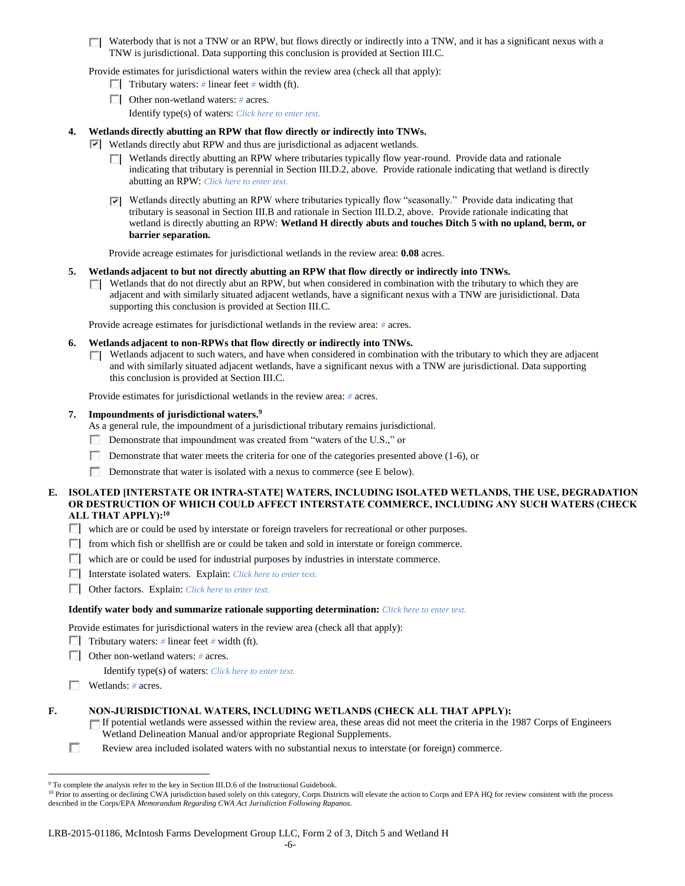☐ Waterbody that is not a TNW or an RPW, but flows directly or indirectly into a TNW, and it has a significant nexus with a TNW is jurisdictional. Data supporting this conclusion is provided at Section III.C.

Provide estimates for jurisdictional waters within the review area (check all that apply):

- ☐ Tributary waters: *#* linear feet *#* width (ft).
- ☐ Other non-wetland waters: *#* acres.

  Identify type(s) of waters: *Click here to enter text.*

**4. Wetlands directly abutting an RPW that flow directly or indirectly into TNWs.**

☑ Wetlands directly abut RPW and thus are jurisdictional as adjacent wetlands.

- ☐ Wetlands directly abutting an RPW where tributaries typically flow year-round. Provide data and rationale indicating that tributary is perennial in Section III.D.2, above. Provide rationale indicating that wetland is directly abutting an RPW: *Click here to enter text.*

- ☑ Wetlands directly abutting an RPW where tributaries typically flow "seasonally." Provide data indicating that tributary is seasonal in Section III.B and rationale in Section III.D.2, above. Provide rationale indicating that wetland is directly abutting an RPW: **Wetland H directly abuts and touches Ditch 5 with no upland, berm, or barrier separation.**

Provide acreage estimates for jurisdictional wetlands in the review area: **0.08** acres.

**5. Wetlands adjacent to but not directly abutting an RPW that flow directly or indirectly into TNWs.**

☐ Wetlands that do not directly abut an RPW, but when considered in combination with the tributary to which they are adjacent and with similarly situated adjacent wetlands, have a significant nexus with a TNW are jurisidictional. Data supporting this conclusion is provided at Section III.C.

Provide acreage estimates for jurisdictional wetlands in the review area: *#* acres.

**6. Wetlands adjacent to non-RPWs that flow directly or indirectly into TNWs.**

☐ Wetlands adjacent to such waters, and have when considered in combination with the tributary to which they are adjacent and with similarly situated adjacent wetlands, have a significant nexus with a TNW are jurisdictional. Data supporting this conclusion is provided at Section III.C.

Provide estimates for jurisdictional wetlands in the review area: *#* acres.

**7. Impoundments of jurisdictional waters.**[9]

As a general rule, the impoundment of a jurisdictional tributary remains jurisdictional.

- ☐ Demonstrate that impoundment was created from "waters of the U.S.," or
- ☐ Demonstrate that water meets the criteria for one of the categories presented above (1-6), or
- ☐ Demonstrate that water is isolated with a nexus to commerce (see E below).

**E. ISOLATED [INTERSTATE OR INTRA-STATE] WATERS, INCLUDING ISOLATED WETLANDS, THE USE, DEGRADATION OR DESTRUCTION OF WHICH COULD AFFECT INTERSTATE COMMERCE, INCLUDING ANY SUCH WATERS (CHECK ALL THAT APPLY):**[10]

- ☐ which are or could be used by interstate or foreign travelers for recreational or other purposes.
- ☐ from which fish or shellfish are or could be taken and sold in interstate or foreign commerce.
- ☐ which are or could be used for industrial purposes by industries in interstate commerce.
- ☐ Interstate isolated waters. Explain: *Click here to enter text.*
- ☐ Other factors. Explain: *Click here to enter text.*

**Identify water body and summarize rationale supporting determination:** *Click here to enter text.*

Provide estimates for jurisdictional waters in the review area (check all that apply):

- ☐ Tributary waters: *#* linear feet *#* width (ft).
- ☐ Other non-wetland waters: *#* acres.

  Identify type(s) of waters: *Click here to enter text.*
- ☐ Wetlands: *#* acres.

**F. NON-JURISDICTIONAL WATERS, INCLUDING WETLANDS (CHECK ALL THAT APPLY):**

- ☐ If potential wetlands were assessed within the review area, these areas did not meet the criteria in the 1987 Corps of Engineers Wetland Delineation Manual and/or appropriate Regional Supplements.
- ☐ Review area included isolated waters with no substantial nexus to interstate (or foreign) commerce.

---

[9] To complete the analysis refer to the key in Section III.D.6 of the Instructional Guidebook.

[10] Prior to asserting or declining CWA jurisdiction based solely on this category, Corps Districts will elevate the action to Corps and EPA HQ for review consistent with the process described in the Corps/EPA *Memorandum Regarding CWA Act Jurisdiction Following Rapanos.*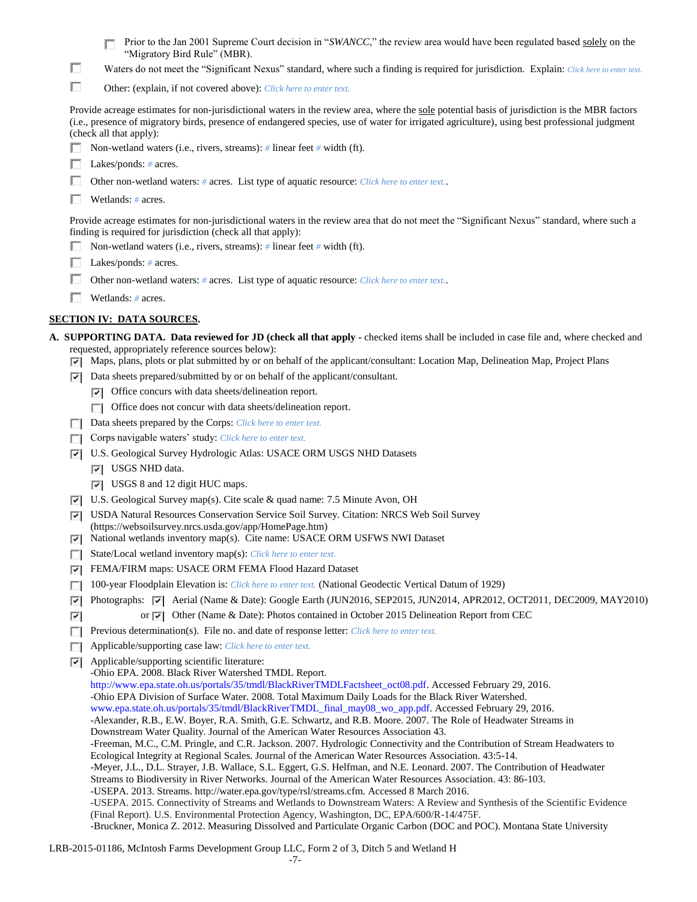- [ ] Prior to the Jan 2001 Supreme Court decision in "*SWANCC*," the review area would have been regulated based solely on the "Migratory Bird Rule" (MBR).

- [ ] Waters do not meet the "Significant Nexus" standard, where such a finding is required for jurisdiction. Explain: *Click here to enter text.*
- [ ] Other: (explain, if not covered above): *Click here to enter text.*

Provide acreage estimates for non-jurisdictional waters in the review area, where the sole potential basis of jurisdiction is the MBR factors (i.e., presence of migratory birds, presence of endangered species, use of water for irrigated agriculture), using best professional judgment (check all that apply):

- [ ] Non-wetland waters (i.e., rivers, streams): # linear feet # width (ft).
- [ ] Lakes/ponds: # acres.
- [ ] Other non-wetland waters: # acres. List type of aquatic resource: *Click here to enter text.*.
- [ ] Wetlands: # acres.

Provide acreage estimates for non-jurisdictional waters in the review area that do not meet the "Significant Nexus" standard, where such a finding is required for jurisdiction (check all that apply):

- [ ] Non-wetland waters (i.e., rivers, streams): # linear feet # width (ft).
- [ ] Lakes/ponds: # acres.
- [ ] Other non-wetland waters: # acres. List type of aquatic resource: *Click here to enter text.*.
- [ ] Wetlands: # acres.

## SECTION IV: DATA SOURCES.

**A. SUPPORTING DATA. Data reviewed for JD (check all that apply** - checked items shall be included in case file and, where checked and requested, appropriately reference sources below):

- [x] Maps, plans, plots or plat submitted by or on behalf of the applicant/consultant: Location Map, Delineation Map, Project Plans
- [x] Data sheets prepared/submitted by or on behalf of the applicant/consultant.
  - [x] Office concurs with data sheets/delineation report.
  - [ ] Office does not concur with data sheets/delineation report.
- [ ] Data sheets prepared by the Corps: *Click here to enter text.*
- [ ] Corps navigable waters' study: *Click here to enter text.*
- [x] U.S. Geological Survey Hydrologic Atlas: USACE ORM USGS NHD Datasets
  - [x] USGS NHD data.
  - [x] USGS 8 and 12 digit HUC maps.
- [x] U.S. Geological Survey map(s). Cite scale & quad name: 7.5 Minute Avon, OH
- [x] USDA Natural Resources Conservation Service Soil Survey. Citation: NRCS Web Soil Survey (https://websoilsurvey.nrcs.usda.gov/app/HomePage.htm)
- [x] National wetlands inventory map(s). Cite name: USACE ORM USFWS NWI Dataset
- [ ] State/Local wetland inventory map(s): *Click here to enter text.*
- [x] FEMA/FIRM maps: USACE ORM FEMA Flood Hazard Dataset
- [ ] 100-year Floodplain Elevation is: *Click here to enter text.* (National Geodectic Vertical Datum of 1929)
- [x] Photographs: [x] Aerial (Name & Date): Google Earth (JUN2016, SEP2015, JUN2014, APR2012, OCT2011, DEC2009, MAY2010)
- [x] or [x] Other (Name & Date): Photos contained in October 2015 Delineation Report from CEC
- [ ] Previous determination(s). File no. and date of response letter: *Click here to enter text.*
- [ ] Applicable/supporting case law: *Click here to enter text.*
- [x] Applicable/supporting scientific literature:
  -Ohio EPA. 2008. Black River Watershed TMDL Report. http://www.epa.state.oh.us/portals/35/tmdl/BlackRiverTMDLFactsheet_oct08.pdf. Accessed February 29, 2016.
  -Ohio EPA Division of Surface Water. 2008. Total Maximum Daily Loads for the Black River Watershed. www.epa.state.oh.us/portals/35/tmdl/BlackRiverTMDL_final_may08_wo_app.pdf. Accessed February 29, 2016.
  -Alexander, R.B., E.W. Boyer, R.A. Smith, G.E. Schwartz, and R.B. Moore. 2007. The Role of Headwater Streams in Downstream Water Quality. Journal of the American Water Resources Association 43.
  -Freeman, M.C., C.M. Pringle, and C.R. Jackson. 2007. Hydrologic Connectivity and the Contribution of Stream Headwaters to Ecological Integrity at Regional Scales. Journal of the American Water Resources Association. 43:5-14.
  -Meyer, J.L., D.L. Strayer, J.B. Wallace, S.L. Eggert, G.S. Helfman, and N.E. Leonard. 2007. The Contribution of Headwater Streams to Biodiversity in River Networks. Journal of the American Water Resources Association. 43: 86-103.
  -USEPA. 2013. Streams. http://water.epa.gov/type/rsl/streams.cfm. Accessed 8 March 2016.
  -USEPA. 2015. Connectivity of Streams and Wetlands to Downstream Waters: A Review and Synthesis of the Scientific Evidence (Final Report). U.S. Environmental Protection Agency, Washington, DC, EPA/600/R-14/475F.
  -Bruckner, Monica Z. 2012. Measuring Dissolved and Particulate Organic Carbon (DOC and POC). Montana State University

LRB-2015-01186, McIntosh Farms Development Group LLC, Form 2 of 3, Ditch 5 and Wetland H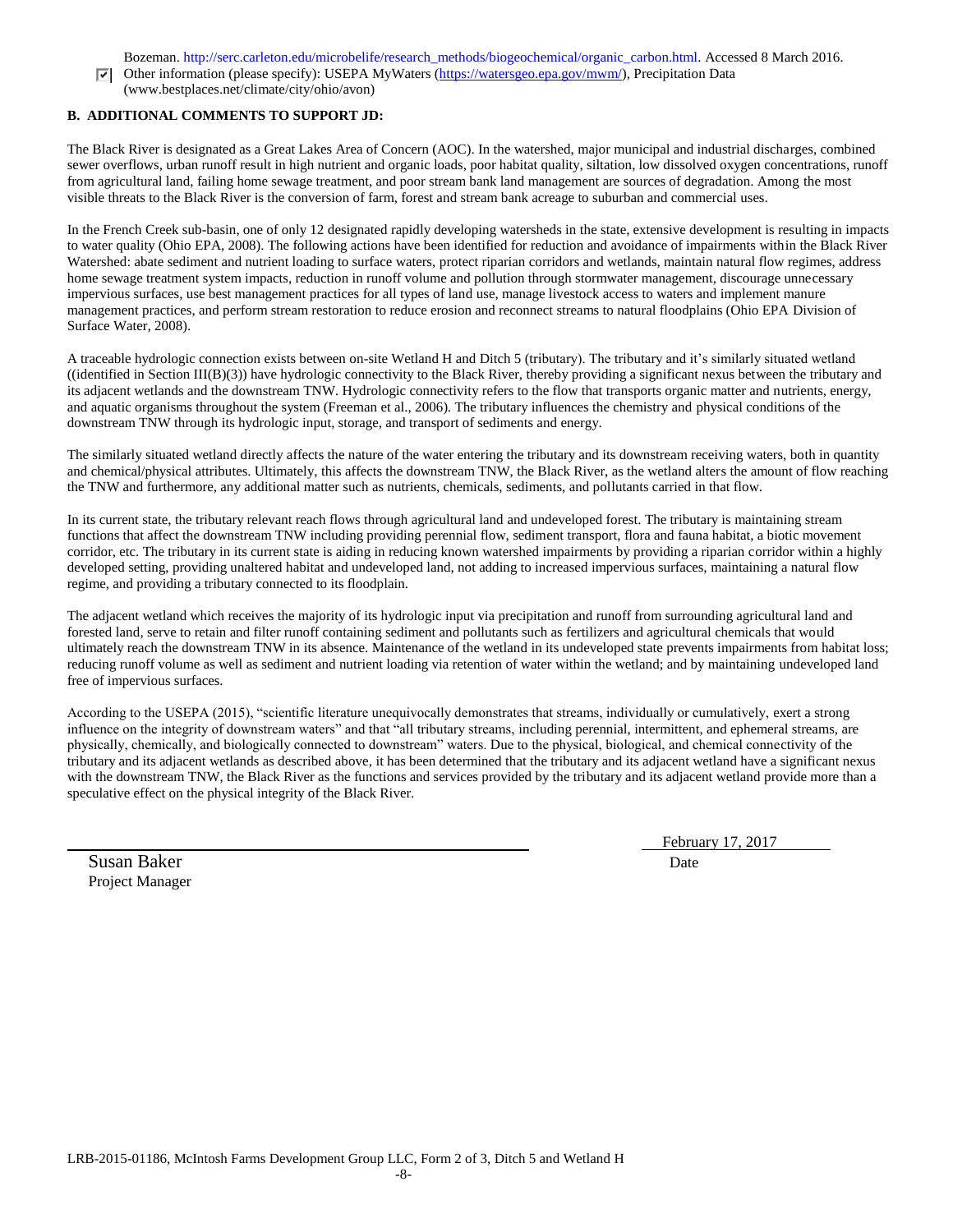Bozeman. http://serc.carleton.edu/microbelife/research_methods/biogeochemical/organic_carbon.html. Accessed 8 March 2016.

☑ Other information (please specify): USEPA MyWaters (https://watersgeo.epa.gov/mwm/), Precipitation Data (www.bestplaces.net/climate/city/ohio/avon)

**B. ADDITIONAL COMMENTS TO SUPPORT JD:**

The Black River is designated as a Great Lakes Area of Concern (AOC). In the watershed, major municipal and industrial discharges, combined sewer overflows, urban runoff result in high nutrient and organic loads, poor habitat quality, siltation, low dissolved oxygen concentrations, runoff from agricultural land, failing home sewage treatment, and poor stream bank land management are sources of degradation. Among the most visible threats to the Black River is the conversion of farm, forest and stream bank acreage to suburban and commercial uses.

In the French Creek sub-basin, one of only 12 designated rapidly developing watersheds in the state, extensive development is resulting in impacts to water quality (Ohio EPA, 2008). The following actions have been identified for reduction and avoidance of impairments within the Black River Watershed: abate sediment and nutrient loading to surface waters, protect riparian corridors and wetlands, maintain natural flow regimes, address home sewage treatment system impacts, reduction in runoff volume and pollution through stormwater management, discourage unnecessary impervious surfaces, use best management practices for all types of land use, manage livestock access to waters and implement manure management practices, and perform stream restoration to reduce erosion and reconnect streams to natural floodplains (Ohio EPA Division of Surface Water, 2008).

A traceable hydrologic connection exists between on-site Wetland H and Ditch 5 (tributary). The tributary and it's similarly situated wetland ((identified in Section III(B)(3)) have hydrologic connectivity to the Black River, thereby providing a significant nexus between the tributary and its adjacent wetlands and the downstream TNW. Hydrologic connectivity refers to the flow that transports organic matter and nutrients, energy, and aquatic organisms throughout the system (Freeman et al., 2006). The tributary influences the chemistry and physical conditions of the downstream TNW through its hydrologic input, storage, and transport of sediments and energy.

The similarly situated wetland directly affects the nature of the water entering the tributary and its downstream receiving waters, both in quantity and chemical/physical attributes. Ultimately, this affects the downstream TNW, the Black River, as the wetland alters the amount of flow reaching the TNW and furthermore, any additional matter such as nutrients, chemicals, sediments, and pollutants carried in that flow.

In its current state, the tributary relevant reach flows through agricultural land and undeveloped forest. The tributary is maintaining stream functions that affect the downstream TNW including providing perennial flow, sediment transport, flora and fauna habitat, a biotic movement corridor, etc. The tributary in its current state is aiding in reducing known watershed impairments by providing a riparian corridor within a highly developed setting, providing unaltered habitat and undeveloped land, not adding to increased impervious surfaces, maintaining a natural flow regime, and providing a tributary connected to its floodplain.

The adjacent wetland which receives the majority of its hydrologic input via precipitation and runoff from surrounding agricultural land and forested land, serve to retain and filter runoff containing sediment and pollutants such as fertilizers and agricultural chemicals that would ultimately reach the downstream TNW in its absence. Maintenance of the wetland in its undeveloped state prevents impairments from habitat loss; reducing runoff volume as well as sediment and nutrient loading via retention of water within the wetland; and by maintaining undeveloped land free of impervious surfaces.

According to the USEPA (2015), "scientific literature unequivocally demonstrates that streams, individually or cumulatively, exert a strong influence on the integrity of downstream waters" and that "all tributary streams, including perennial, intermittent, and ephemeral streams, are physically, chemically, and biologically connected to downstream" waters. Due to the physical, biological, and chemical connectivity of the tributary and its adjacent wetlands as described above, it has been determined that the tributary and its adjacent wetland have a significant nexus with the downstream TNW, the Black River as the functions and services provided by the tributary and its adjacent wetland provide more than a speculative effect on the physical integrity of the Black River.

Susan Baker
Project Manager

February 17, 2017
Date

LRB-2015-01186, McIntosh Farms Development Group LLC, Form 2 of 3, Ditch 5 and Wetland H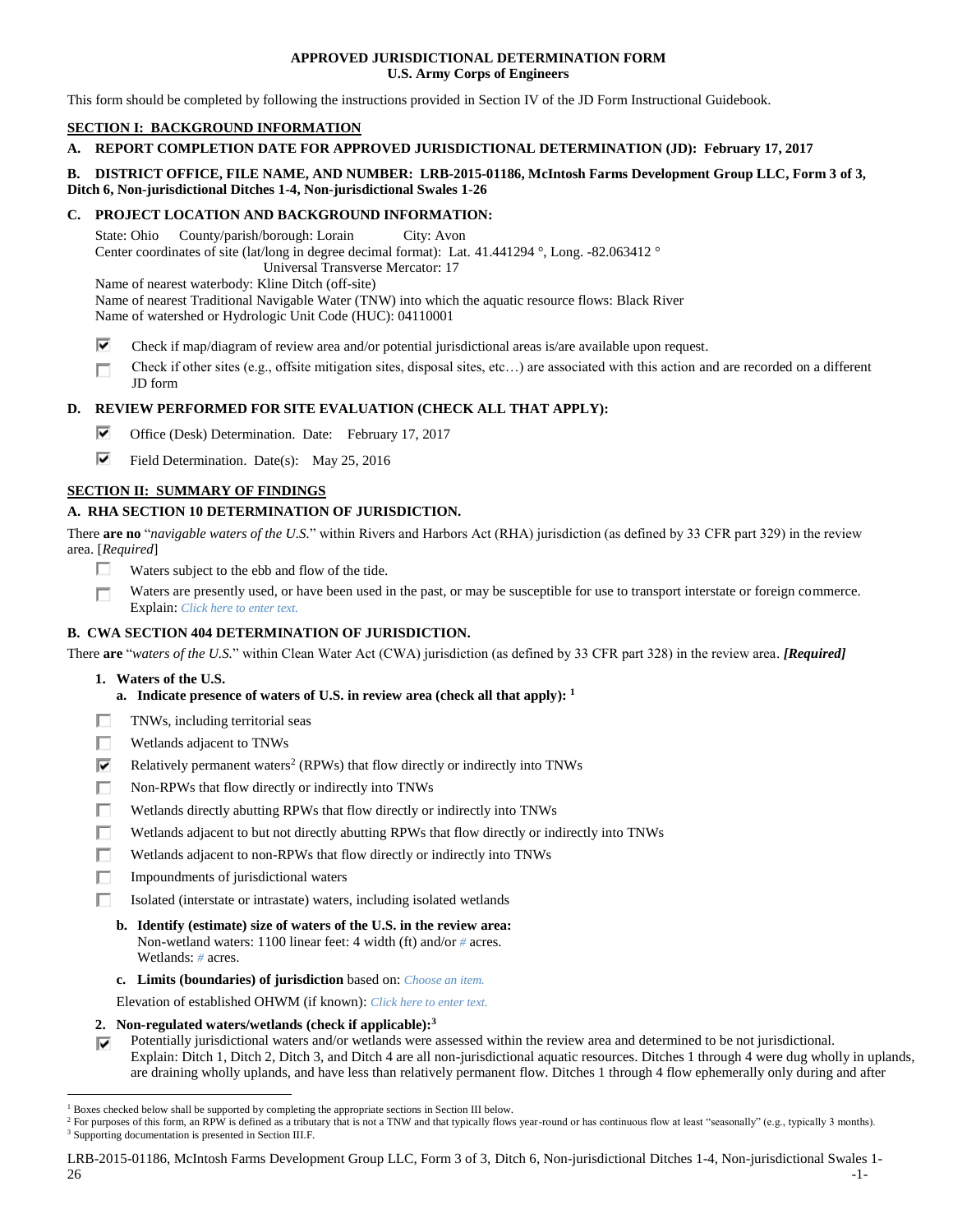**APPROVED JURISDICTIONAL DETERMINATION FORM**
**U.S. Army Corps of Engineers**

This form should be completed by following the instructions provided in Section IV of the JD Form Instructional Guidebook.

## SECTION I: BACKGROUND INFORMATION

**A. REPORT COMPLETION DATE FOR APPROVED JURISDICTIONAL DETERMINATION (JD): February 17, 2017**

**B. DISTRICT OFFICE, FILE NAME, AND NUMBER: LRB-2015-01186, McIntosh Farms Development Group LLC, Form 3 of 3, Ditch 6, Non-jurisdictional Ditches 1-4, Non-jurisdictional Swales 1-26**

**C. PROJECT LOCATION AND BACKGROUND INFORMATION:**

State: Ohio County/parish/borough: Lorain City: Avon
Center coordinates of site (lat/long in degree decimal format): Lat. 41.441294 °, Long. -82.063412 °
Universal Transverse Mercator: 17
Name of nearest waterbody: Kline Ditch (off-site)
Name of nearest Traditional Navigable Water (TNW) into which the aquatic resource flows: Black River
Name of watershed or Hydrologic Unit Code (HUC): 04110001

- [x] Check if map/diagram of review area and/or potential jurisdictional areas is/are available upon request.
- [ ] Check if other sites (e.g., offsite mitigation sites, disposal sites, etc…) are associated with this action and are recorded on a different JD form

**D. REVIEW PERFORMED FOR SITE EVALUATION (CHECK ALL THAT APPLY):**

- [x] Office (Desk) Determination. Date: February 17, 2017
- [x] Field Determination. Date(s): May 25, 2016

## SECTION II: SUMMARY OF FINDINGS

**A. RHA SECTION 10 DETERMINATION OF JURISDICTION.**

There **are no** "*navigable waters of the U.S.*" within Rivers and Harbors Act (RHA) jurisdiction (as defined by 33 CFR part 329) in the review area. [*Required*]

- [ ] Waters subject to the ebb and flow of the tide.
- [ ] Waters are presently used, or have been used in the past, or may be susceptible for use to transport interstate or foreign commerce. Explain: *Click here to enter text.*

**B. CWA SECTION 404 DETERMINATION OF JURISDICTION.**

There **are** "*waters of the U.S.*" within Clean Water Act (CWA) jurisdiction (as defined by 33 CFR part 328) in the review area. ***[Required]***

**1. Waters of the U.S.**

**a. Indicate presence of waters of U.S. in review area (check all that apply):** [1]

- [ ] TNWs, including territorial seas
- [ ] Wetlands adjacent to TNWs
- [x] Relatively permanent waters[2] (RPWs) that flow directly or indirectly into TNWs
- [ ] Non-RPWs that flow directly or indirectly into TNWs
- [ ] Wetlands directly abutting RPWs that flow directly or indirectly into TNWs
- [ ] Wetlands adjacent to but not directly abutting RPWs that flow directly or indirectly into TNWs
- [ ] Wetlands adjacent to non-RPWs that flow directly or indirectly into TNWs
- [ ] Impoundments of jurisdictional waters
- [ ] Isolated (interstate or intrastate) waters, including isolated wetlands

**b. Identify (estimate) size of waters of the U.S. in the review area:**
Non-wetland waters: 1100 linear feet: 4 width (ft) and/or *#* acres.
Wetlands: *#* acres.

**c. Limits (boundaries) of jurisdiction** based on: *Choose an item.*

Elevation of established OHWM (if known): *Click here to enter text.*

**2. Non-regulated waters/wetlands (check if applicable):**[3]

- [x] Potentially jurisdictional waters and/or wetlands were assessed within the review area and determined to be not jurisdictional. Explain: Ditch 1, Ditch 2, Ditch 3, and Ditch 4 are all non-jurisdictional aquatic resources. Ditches 1 through 4 were dug wholly in uplands, are draining wholly uplands, and have less than relatively permanent flow. Ditches 1 through 4 flow ephemerally only during and after

---

[1] Boxes checked below shall be supported by completing the appropriate sections in Section III below.
[2] For purposes of this form, an RPW is defined as a tributary that is not a TNW and that typically flows year-round or has continuous flow at least "seasonally" (e.g., typically 3 months).
[3] Supporting documentation is presented in Section III.F.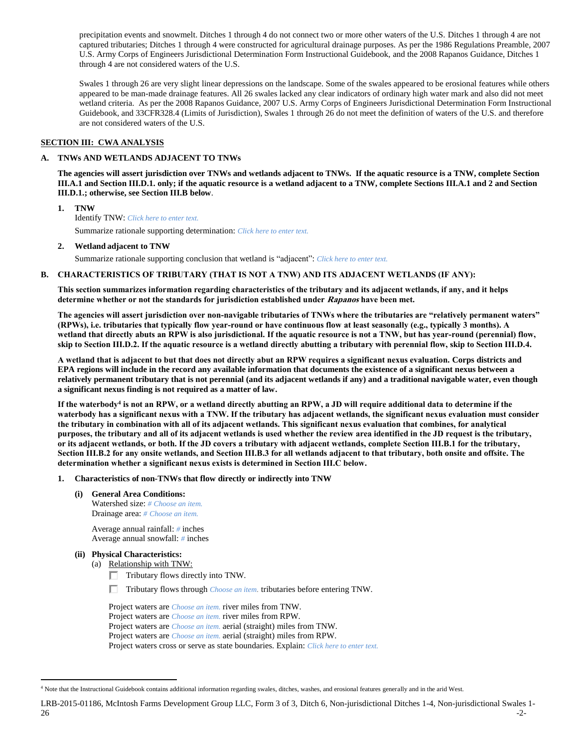precipitation events and snowmelt. Ditches 1 through 4 do not connect two or more other waters of the U.S. Ditches 1 through 4 are not captured tributaries; Ditches 1 through 4 were constructed for agricultural drainage purposes. As per the 1986 Regulations Preamble, 2007 U.S. Army Corps of Engineers Jurisdictional Determination Form Instructional Guidebook, and the 2008 Rapanos Guidance, Ditches 1 through 4 are not considered waters of the U.S.

Swales 1 through 26 are very slight linear depressions on the landscape. Some of the swales appeared to be erosional features while others appeared to be man-made drainage features. All 26 swales lacked any clear indicators of ordinary high water mark and also did not meet wetland criteria. As per the 2008 Rapanos Guidance, 2007 U.S. Army Corps of Engineers Jurisdictional Determination Form Instructional Guidebook, and 33CFR328.4 (Limits of Jurisdiction), Swales 1 through 26 do not meet the definition of waters of the U.S. and therefore are not considered waters of the U.S.

## SECTION III: CWA ANALYSIS

### A. TNWs AND WETLANDS ADJACENT TO TNWs

**The agencies will assert jurisdiction over TNWs and wetlands adjacent to TNWs. If the aquatic resource is a TNW, complete Section III.A.1 and Section III.D.1. only; if the aquatic resource is a wetland adjacent to a TNW, complete Sections III.A.1 and 2 and Section III.D.1.; otherwise, see Section III.B below.**

**1. TNW**

Identify TNW: *Click here to enter text.*

Summarize rationale supporting determination: *Click here to enter text.*

**2. Wetland adjacent to TNW**

Summarize rationale supporting conclusion that wetland is "adjacent": *Click here to enter text.*

### B. CHARACTERISTICS OF TRIBUTARY (THAT IS NOT A TNW) AND ITS ADJACENT WETLANDS (IF ANY):

**This section summarizes information regarding characteristics of the tributary and its adjacent wetlands, if any, and it helps determine whether or not the standards for jurisdiction established under *Rapanos* have been met.**

**The agencies will assert jurisdiction over non-navigable tributaries of TNWs where the tributaries are "relatively permanent waters" (RPWs), i.e. tributaries that typically flow year-round or have continuous flow at least seasonally (e.g., typically 3 months). A wetland that directly abuts an RPW is also jurisdictional. If the aquatic resource is not a TNW, but has year-round (perennial) flow, skip to Section III.D.2. If the aquatic resource is a wetland directly abutting a tributary with perennial flow, skip to Section III.D.4.**

**A wetland that is adjacent to but that does not directly abut an RPW requires a significant nexus evaluation. Corps districts and EPA regions will include in the record any available information that documents the existence of a significant nexus between a relatively permanent tributary that is not perennial (and its adjacent wetlands if any) and a traditional navigable water, even though a significant nexus finding is not required as a matter of law.**

**If the waterbody[4] is not an RPW, or a wetland directly abutting an RPW, a JD will require additional data to determine if the waterbody has a significant nexus with a TNW. If the tributary has adjacent wetlands, the significant nexus evaluation must consider the tributary in combination with all of its adjacent wetlands. This significant nexus evaluation that combines, for analytical purposes, the tributary and all of its adjacent wetlands is used whether the review area identified in the JD request is the tributary, or its adjacent wetlands, or both. If the JD covers a tributary with adjacent wetlands, complete Section III.B.1 for the tributary, Section III.B.2 for any onsite wetlands, and Section III.B.3 for all wetlands adjacent to that tributary, both onsite and offsite. The determination whether a significant nexus exists is determined in Section III.C below.**

**1. Characteristics of non-TNWs that flow directly or indirectly into TNW**

**(i) General Area Conditions:**

Watershed size: *# Choose an item.*
Drainage area: *# Choose an item.*

Average annual rainfall: *#* inches
Average annual snowfall: *#* inches

**(ii) Physical Characteristics:**

(a) Relationship with TNW:

☐ Tributary flows directly into TNW.

☐ Tributary flows through *Choose an item.* tributaries before entering TNW.

Project waters are *Choose an item.* river miles from TNW.
Project waters are *Choose an item.* river miles from RPW.
Project waters are *Choose an item.* aerial (straight) miles from TNW.
Project waters are *Choose an item.* aerial (straight) miles from RPW.
Project waters cross or serve as state boundaries. Explain: *Click here to enter text.*

---

[4] Note that the Instructional Guidebook contains additional information regarding swales, ditches, washes, and erosional features generally and in the arid West.

LRB-2015-01186, McIntosh Farms Development Group LLC, Form 3 of 3, Ditch 6, Non-jurisdictional Ditches 1-4, Non-jurisdictional Swales 1-26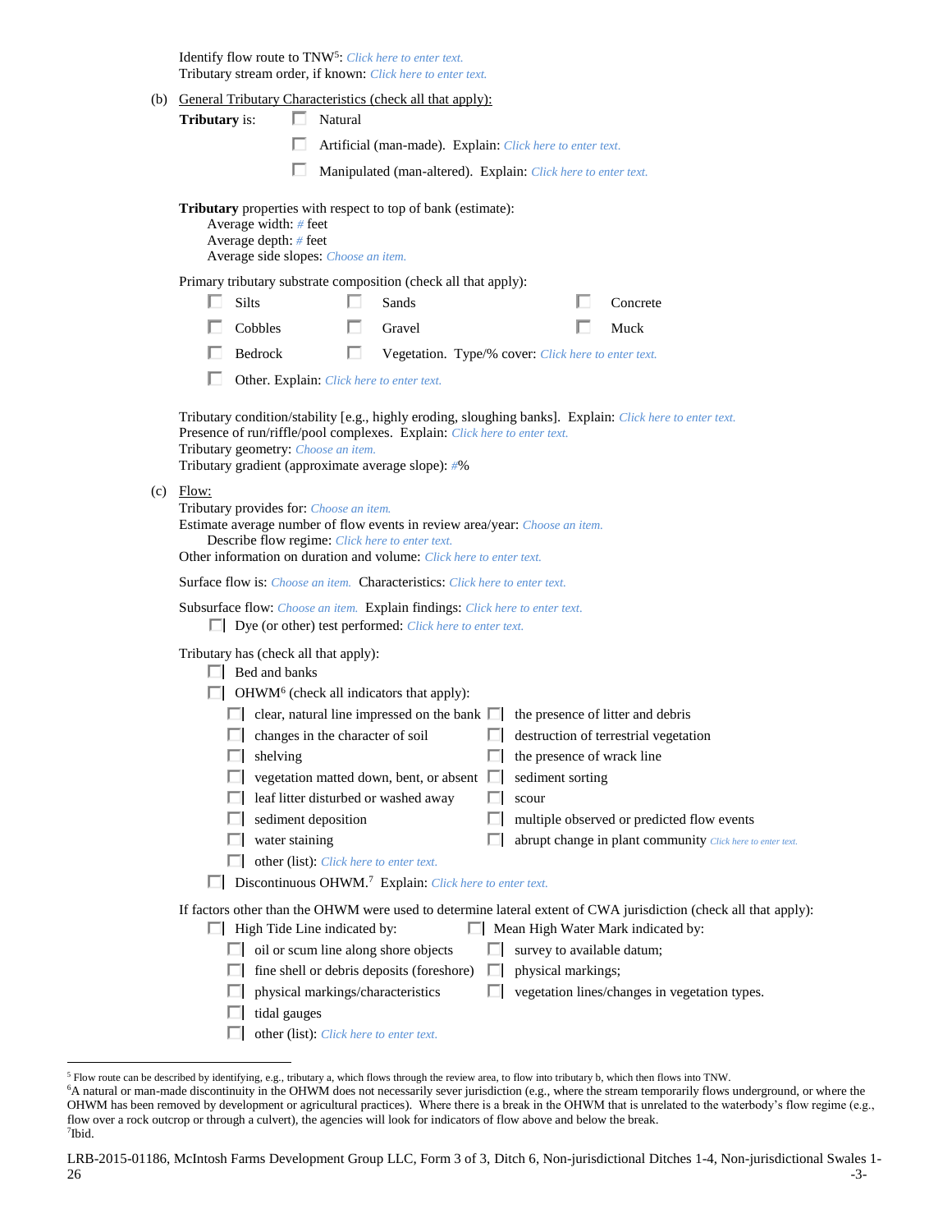Identify flow route to TNW[5]: *Click here to enter text.*
Tributary stream order, if known: *Click here to enter text.*

(b) General Tributary Characteristics (check all that apply):

**Tributary** is:
- ☐ Natural
- ☐ Artificial (man-made). Explain: *Click here to enter text.*
- ☐ Manipulated (man-altered). Explain: *Click here to enter text.*

**Tributary** properties with respect to top of bank (estimate):
- Average width: *#* feet
- Average depth: *#* feet
- Average side slopes: *Choose an item.*

Primary tributary substrate composition (check all that apply):
- ☐ Silts
- ☐ Sands
- ☐ Concrete
- ☐ Cobbles
- ☐ Gravel
- ☐ Muck
- ☐ Bedrock
- ☐ Vegetation. Type/% cover: *Click here to enter text.*
- ☐ Other. Explain: *Click here to enter text.*

Tributary condition/stability [e.g., highly eroding, sloughing banks]. Explain: *Click here to enter text.*
Presence of run/riffle/pool complexes. Explain: *Click here to enter text.*
Tributary geometry: *Choose an item.*
Tributary gradient (approximate average slope): *#*%

(c) Flow:

Tributary provides for: *Choose an item.*
Estimate average number of flow events in review area/year: *Choose an item.*
Describe flow regime: *Click here to enter text.*
Other information on duration and volume: *Click here to enter text.*

Surface flow is: *Choose an item.* Characteristics: *Click here to enter text.*

Subsurface flow: *Choose an item.* Explain findings: *Click here to enter text.*
- ☐ Dye (or other) test performed: *Click here to enter text.*

Tributary has (check all that apply):
- ☐ Bed and banks
- ☐ OHWM[6] (check all indicators that apply):
  - ☐ clear, natural line impressed on the bank
  - ☐ the presence of litter and debris
  - ☐ changes in the character of soil
  - ☐ destruction of terrestrial vegetation
  - ☐ shelving
  - ☐ the presence of wrack line
  - ☐ vegetation matted down, bent, or absent
  - ☐ sediment sorting
  - ☐ leaf litter disturbed or washed away
  - ☐ scour
  - ☐ sediment deposition
  - ☐ multiple observed or predicted flow events
  - ☐ water staining
  - ☐ abrupt change in plant community *Click here to enter text.*
  - ☐ other (list): *Click here to enter text.*
- ☐ Discontinuous OHWM.[7] Explain: *Click here to enter text.*

If factors other than the OHWM were used to determine lateral extent of CWA jurisdiction (check all that apply):
- ☐ High Tide Line indicated by:
  - ☐ oil or scum line along shore objects
  - ☐ fine shell or debris deposits (foreshore)
  - ☐ physical markings/characteristics
  - ☐ tidal gauges
  - ☐ other (list): *Click here to enter text.*
- ☐ Mean High Water Mark indicated by:
  - ☐ survey to available datum;
  - ☐ physical markings;
  - ☐ vegetation lines/changes in vegetation types.

---

[5] Flow route can be described by identifying, e.g., tributary a, which flows through the review area, to flow into tributary b, which then flows into TNW.
[6] A natural or man-made discontinuity in the OHWM does not necessarily sever jurisdiction (e.g., where the stream temporarily flows underground, or where the OHWM has been removed by development or agricultural practices). Where there is a break in the OHWM that is unrelated to the waterbody's flow regime (e.g., flow over a rock outcrop or through a culvert), the agencies will look for indicators of flow above and below the break.
[7] Ibid.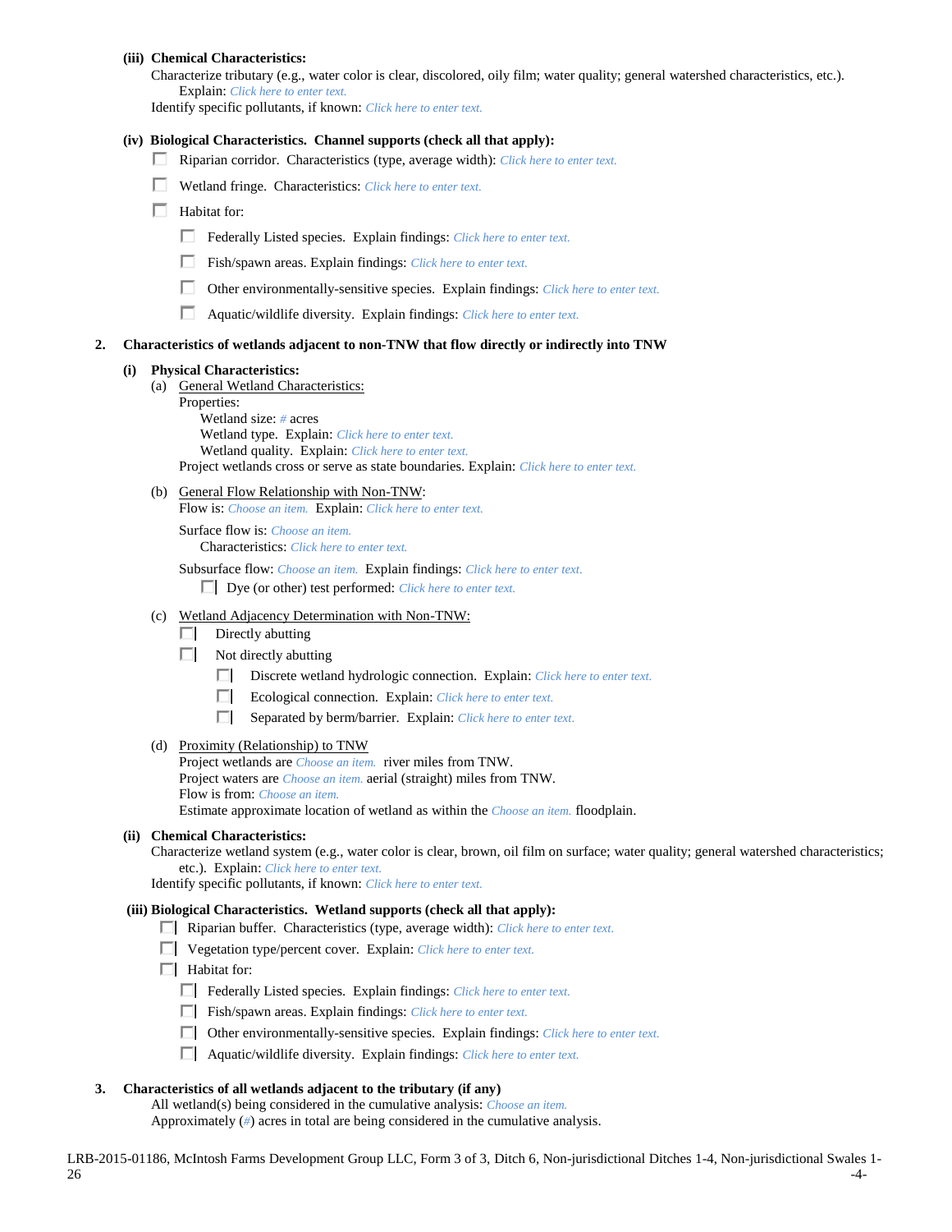**(iii) Chemical Characteristics:**

Characterize tributary (e.g., water color is clear, discolored, oily film; water quality; general watershed characteristics, etc.).
Explain: Click here to enter text.
Identify specific pollutants, if known: Click here to enter text.

**(iv) Biological Characteristics. Channel supports (check all that apply):**

- ☐ Riparian corridor. Characteristics (type, average width): Click here to enter text.
- ☐ Wetland fringe. Characteristics: Click here to enter text.
- ☐ Habitat for:
  - ☐ Federally Listed species. Explain findings: Click here to enter text.
  - ☐ Fish/spawn areas. Explain findings: Click here to enter text.
  - ☐ Other environmentally-sensitive species. Explain findings: Click here to enter text.
  - ☐ Aquatic/wildlife diversity. Explain findings: Click here to enter text.

**2. Characteristics of wetlands adjacent to non-TNW that flow directly or indirectly into TNW**

**(i) Physical Characteristics:**

(a) General Wetland Characteristics:
Properties:
Wetland size: # acres
Wetland type. Explain: Click here to enter text.
Wetland quality. Explain: Click here to enter text.
Project wetlands cross or serve as state boundaries. Explain: Click here to enter text.

(b) General Flow Relationship with Non-TNW:
Flow is: Choose an item. Explain: Click here to enter text.

Surface flow is: Choose an item.
Characteristics: Click here to enter text.

Subsurface flow: Choose an item. Explain findings: Click here to enter text.
☐ Dye (or other) test performed: Click here to enter text.

(c) Wetland Adjacency Determination with Non-TNW:
- ☐ Directly abutting
- ☐ Not directly abutting
  - ☐ Discrete wetland hydrologic connection. Explain: Click here to enter text.
  - ☐ Ecological connection. Explain: Click here to enter text.
  - ☐ Separated by berm/barrier. Explain: Click here to enter text.

(d) Proximity (Relationship) to TNW
Project wetlands are Choose an item. river miles from TNW.
Project waters are Choose an item. aerial (straight) miles from TNW.
Flow is from: Choose an item.
Estimate approximate location of wetland as within the Choose an item. floodplain.

**(ii) Chemical Characteristics:**

Characterize wetland system (e.g., water color is clear, brown, oil film on surface; water quality; general watershed characteristics; etc.). Explain: Click here to enter text.
Identify specific pollutants, if known: Click here to enter text.

**(iii) Biological Characteristics. Wetland supports (check all that apply):**

- ☐ Riparian buffer. Characteristics (type, average width): Click here to enter text.
- ☐ Vegetation type/percent cover. Explain: Click here to enter text.
- ☐ Habitat for:
  - ☐ Federally Listed species. Explain findings: Click here to enter text.
  - ☐ Fish/spawn areas. Explain findings: Click here to enter text.
  - ☐ Other environmentally-sensitive species. Explain findings: Click here to enter text.
  - ☐ Aquatic/wildlife diversity. Explain findings: Click here to enter text.

**3. Characteristics of all wetlands adjacent to the tributary (if any)**

All wetland(s) being considered in the cumulative analysis: Choose an item.
Approximately (#) acres in total are being considered in the cumulative analysis.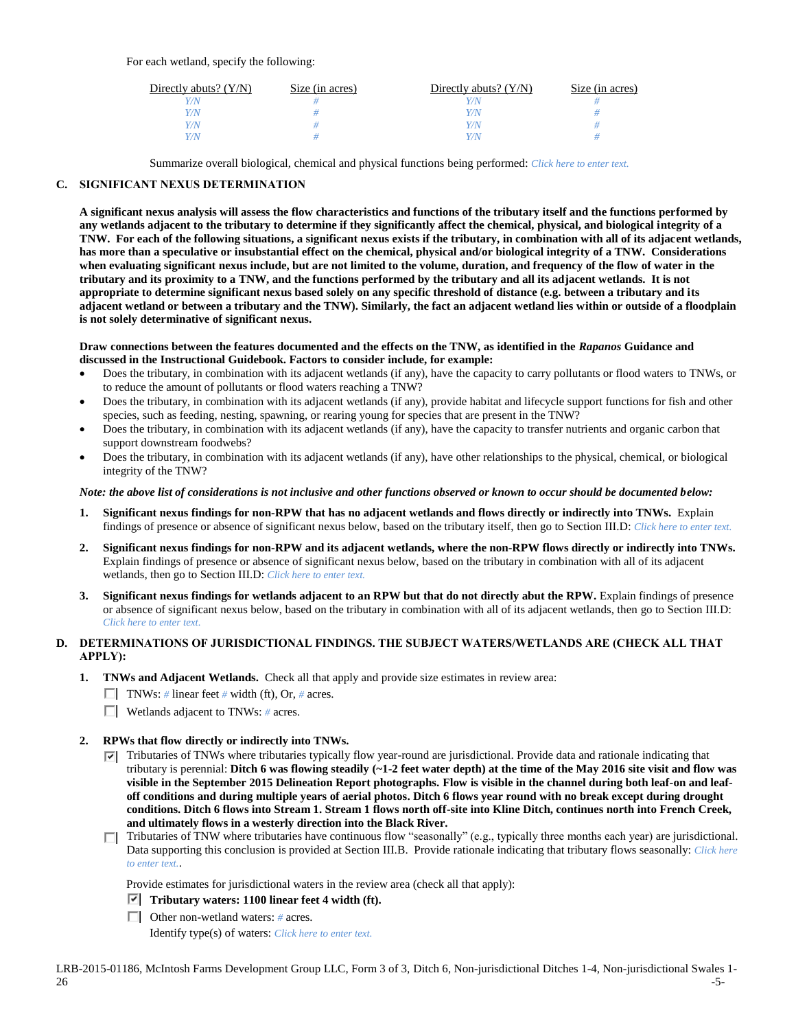For each wetland, specify the following:

| Directly abuts? (Y/N) | Size (in acres) | Directly abuts? (Y/N) | Size (in acres) |
|---|---|---|---|
| *Y/N* | *#* | *Y/N* | *#* |
| *Y/N* | *#* | *Y/N* | *#* |
| *Y/N* | *#* | *Y/N* | *#* |
| *Y/N* | *#* | *Y/N* | *#* |

Summarize overall biological, chemical and physical functions being performed: *Click here to enter text.*

## C. SIGNIFICANT NEXUS DETERMINATION

**A significant nexus analysis will assess the flow characteristics and functions of the tributary itself and the functions performed by any wetlands adjacent to the tributary to determine if they significantly affect the chemical, physical, and biological integrity of a TNW. For each of the following situations, a significant nexus exists if the tributary, in combination with all of its adjacent wetlands, has more than a speculative or insubstantial effect on the chemical, physical and/or biological integrity of a TNW. Considerations when evaluating significant nexus include, but are not limited to the volume, duration, and frequency of the flow of water in the tributary and its proximity to a TNW, and the functions performed by the tributary and all its adjacent wetlands. It is not appropriate to determine significant nexus based solely on any specific threshold of distance (e.g. between a tributary and its adjacent wetland or between a tributary and the TNW). Similarly, the fact an adjacent wetland lies within or outside of a floodplain is not solely determinative of significant nexus.**

**Draw connections between the features documented and the effects on the TNW, as identified in the *Rapanos* Guidance and discussed in the Instructional Guidebook. Factors to consider include, for example:**

- Does the tributary, in combination with its adjacent wetlands (if any), have the capacity to carry pollutants or flood waters to TNWs, or to reduce the amount of pollutants or flood waters reaching a TNW?
- Does the tributary, in combination with its adjacent wetlands (if any), provide habitat and lifecycle support functions for fish and other species, such as feeding, nesting, spawning, or rearing young for species that are present in the TNW?
- Does the tributary, in combination with its adjacent wetlands (if any), have the capacity to transfer nutrients and organic carbon that support downstream foodwebs?
- Does the tributary, in combination with its adjacent wetlands (if any), have other relationships to the physical, chemical, or biological integrity of the TNW?

*Note: the above list of considerations is not inclusive and other functions observed or known to occur should be documented below:*

1. **Significant nexus findings for non-RPW that has no adjacent wetlands and flows directly or indirectly into TNWs.** Explain findings of presence or absence of significant nexus below, based on the tributary itself, then go to Section III.D: *Click here to enter text.*

2. **Significant nexus findings for non-RPW and its adjacent wetlands, where the non-RPW flows directly or indirectly into TNWs.** Explain findings of presence or absence of significant nexus below, based on the tributary in combination with all of its adjacent wetlands, then go to Section III.D: *Click here to enter text.*

3. **Significant nexus findings for wetlands adjacent to an RPW but that do not directly abut the RPW.** Explain findings of presence or absence of significant nexus below, based on the tributary in combination with all of its adjacent wetlands, then go to Section III.D: *Click here to enter text.*

## D. DETERMINATIONS OF JURISDICTIONAL FINDINGS. THE SUBJECT WATERS/WETLANDS ARE (CHECK ALL THAT APPLY):

1. **TNWs and Adjacent Wetlands.** Check all that apply and provide size estimates in review area:
   - ☐ TNWs: *#* linear feet *#* width (ft), Or, *#* acres.
   - ☐ Wetlands adjacent to TNWs: *#* acres.

2. **RPWs that flow directly or indirectly into TNWs.**
   - ☑ Tributaries of TNWs where tributaries typically flow year-round are jurisdictional. Provide data and rationale indicating that tributary is perennial: **Ditch 6 was flowing steadily (~1-2 feet water depth) at the time of the May 2016 site visit and flow was visible in the September 2015 Delineation Report photographs. Flow is visible in the channel during both leaf-on and leaf-off conditions and during multiple years of aerial photos. Ditch 6 flows year round with no break except during drought conditions. Ditch 6 flows into Stream 1. Stream 1 flows north off-site into Kline Ditch, continues north into French Creek, and ultimately flows in a westerly direction into the Black River.**
   - ☐ Tributaries of TNW where tributaries have continuous flow "seasonally" (e.g., typically three months each year) are jurisdictional. Data supporting this conclusion is provided at Section III.B. Provide rationale indicating that tributary flows seasonally: *Click here to enter text.*.

   Provide estimates for jurisdictional waters in the review area (check all that apply):
   - ☑ **Tributary waters: 1100 linear feet 4 width (ft).**
   - ☐ Other non-wetland waters: *#* acres.
     Identify type(s) of waters: *Click here to enter text.*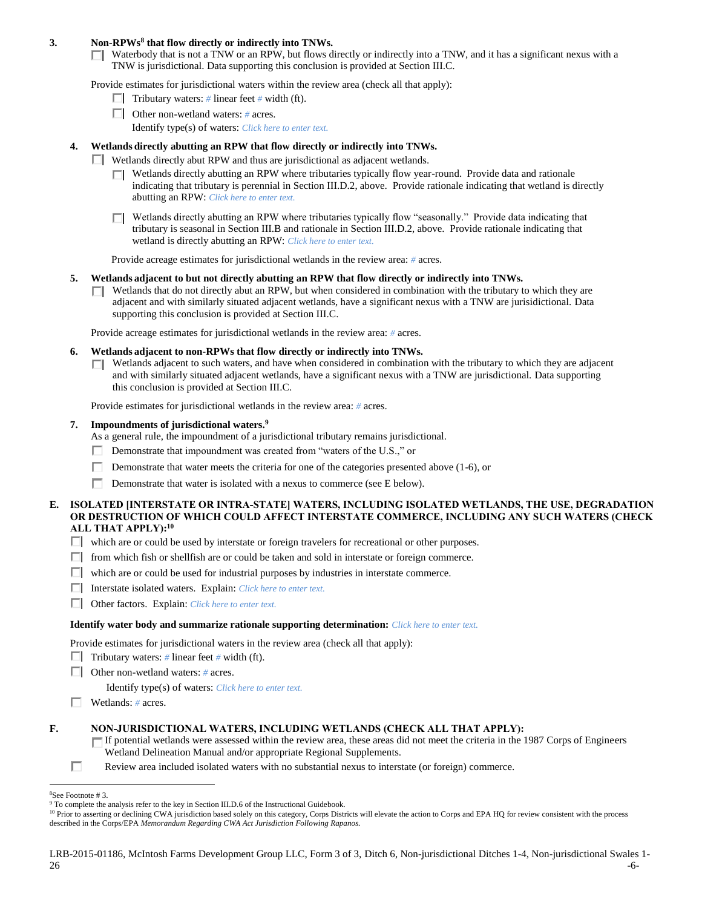3. **Non-RPWs[8] that flow directly or indirectly into TNWs.**

☐ Waterbody that is not a TNW or an RPW, but flows directly or indirectly into a TNW, and it has a significant nexus with a TNW is jurisdictional. Data supporting this conclusion is provided at Section III.C.

Provide estimates for jurisdictional waters within the review area (check all that apply):

☐ Tributary waters: # linear feet # width (ft).

☐ Other non-wetland waters: # acres.

Identify type(s) of waters: Click here to enter text.

4. **Wetlands directly abutting an RPW that flow directly or indirectly into TNWs.**

☐ Wetlands directly abut RPW and thus are jurisdictional as adjacent wetlands.

☐ Wetlands directly abutting an RPW where tributaries typically flow year-round. Provide data and rationale indicating that tributary is perennial in Section III.D.2, above. Provide rationale indicating that wetland is directly abutting an RPW: Click here to enter text.

☐ Wetlands directly abutting an RPW where tributaries typically flow "seasonally." Provide data indicating that tributary is seasonal in Section III.B and rationale in Section III.D.2, above. Provide rationale indicating that wetland is directly abutting an RPW: Click here to enter text.

Provide acreage estimates for jurisdictional wetlands in the review area: # acres.

5. **Wetlands adjacent to but not directly abutting an RPW that flow directly or indirectly into TNWs.**

☐ Wetlands that do not directly abut an RPW, but when considered in combination with the tributary to which they are adjacent and with similarly situated adjacent wetlands, have a significant nexus with a TNW are jurisidictional. Data supporting this conclusion is provided at Section III.C.

Provide acreage estimates for jurisdictional wetlands in the review area: # acres.

6. **Wetlands adjacent to non-RPWs that flow directly or indirectly into TNWs.**

☐ Wetlands adjacent to such waters, and have when considered in combination with the tributary to which they are adjacent and with similarly situated adjacent wetlands, have a significant nexus with a TNW are jurisdictional. Data supporting this conclusion is provided at Section III.C.

Provide estimates for jurisdictional wetlands in the review area: # acres.

7. **Impoundments of jurisdictional waters.[9]**

As a general rule, the impoundment of a jurisdictional tributary remains jurisdictional.

☐ Demonstrate that impoundment was created from "waters of the U.S.," or

☐ Demonstrate that water meets the criteria for one of the categories presented above (1-6), or

☐ Demonstrate that water is isolated with a nexus to commerce (see E below).

**E. ISOLATED [INTERSTATE OR INTRA-STATE] WATERS, INCLUDING ISOLATED WETLANDS, THE USE, DEGRADATION OR DESTRUCTION OF WHICH COULD AFFECT INTERSTATE COMMERCE, INCLUDING ANY SUCH WATERS (CHECK ALL THAT APPLY):[10]**

☐ which are or could be used by interstate or foreign travelers for recreational or other purposes.

☐ from which fish or shellfish are or could be taken and sold in interstate or foreign commerce.

☐ which are or could be used for industrial purposes by industries in interstate commerce.

☐ Interstate isolated waters. Explain: Click here to enter text.

☐ Other factors. Explain: Click here to enter text.

**Identify water body and summarize rationale supporting determination:** Click here to enter text.

Provide estimates for jurisdictional waters in the review area (check all that apply):

☐ Tributary waters: # linear feet # width (ft).

☐ Other non-wetland waters: # acres.

Identify type(s) of waters: Click here to enter text.

☐ Wetlands: # acres.

**F. NON-JURISDICTIONAL WATERS, INCLUDING WETLANDS (CHECK ALL THAT APPLY):**

☐ If potential wetlands were assessed within the review area, these areas did not meet the criteria in the 1987 Corps of Engineers Wetland Delineation Manual and/or appropriate Regional Supplements.

☐ Review area included isolated waters with no substantial nexus to interstate (or foreign) commerce.

---

[8] See Footnote # 3.

[9] To complete the analysis refer to the key in Section III.D.6 of the Instructional Guidebook.

[10] Prior to asserting or declining CWA jurisdiction based solely on this category, Corps Districts will elevate the action to Corps and EPA HQ for review consistent with the process described in the Corps/EPA *Memorandum Regarding CWA Act Jurisdiction Following Rapanos.*

LRB-2015-01186, McIntosh Farms Development Group LLC, Form 3 of 3, Ditch 6, Non-jurisdictional Ditches 1-4, Non-jurisdictional Swales 1-26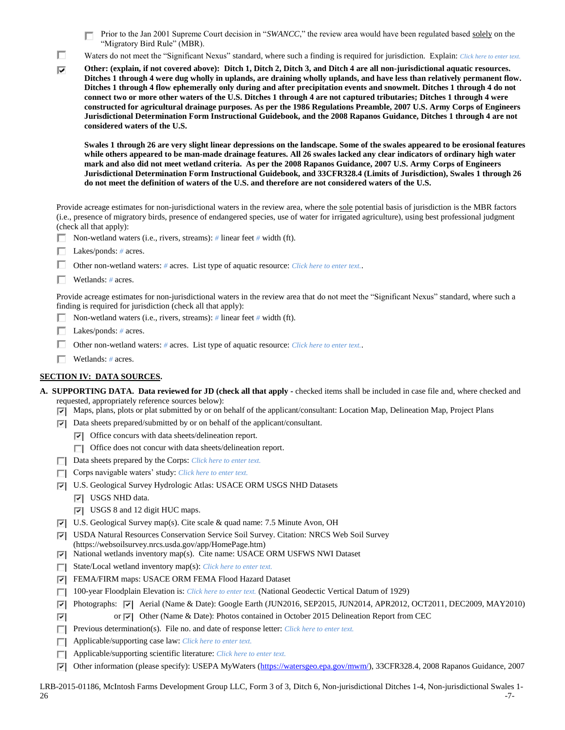- ☐ Prior to the Jan 2001 Supreme Court decision in "*SWANCC*," the review area would have been regulated based solely on the "Migratory Bird Rule" (MBR).

☐ Waters do not meet the "Significant Nexus" standard, where such a finding is required for jurisdiction. Explain: *Click here to enter text.*

☑ **Other: (explain, if not covered above): Ditch 1, Ditch 2, Ditch 3, and Ditch 4 are all non-jurisdictional aquatic resources. Ditches 1 through 4 were dug wholly in uplands, are draining wholly uplands, and have less than relatively permanent flow. Ditches 1 through 4 flow ephemerally only during and after precipitation events and snowmelt. Ditches 1 through 4 do not connect two or more other waters of the U.S. Ditches 1 through 4 are not captured tributaries; Ditches 1 through 4 were constructed for agricultural drainage purposes. As per the 1986 Regulations Preamble, 2007 U.S. Army Corps of Engineers Jurisdictional Determination Form Instructional Guidebook, and the 2008 Rapanos Guidance, Ditches 1 through 4 are not considered waters of the U.S.**

**Swales 1 through 26 are very slight linear depressions on the landscape. Some of the swales appeared to be erosional features while others appeared to be man-made drainage features. All 26 swales lacked any clear indicators of ordinary high water mark and also did not meet wetland criteria. As per the 2008 Rapanos Guidance, 2007 U.S. Army Corps of Engineers Jurisdictional Determination Form Instructional Guidebook, and 33CFR328.4 (Limits of Jurisdiction), Swales 1 through 26 do not meet the definition of waters of the U.S. and therefore are not considered waters of the U.S.**

Provide acreage estimates for non-jurisdictional waters in the review area, where the sole potential basis of jurisdiction is the MBR factors (i.e., presence of migratory birds, presence of endangered species, use of water for irrigated agriculture), using best professional judgment (check all that apply):

- ☐ Non-wetland waters (i.e., rivers, streams): # linear feet # width (ft).
- ☐ Lakes/ponds: # acres.
- ☐ Other non-wetland waters: # acres. List type of aquatic resource: *Click here to enter text.*.
- ☐ Wetlands: # acres.

Provide acreage estimates for non-jurisdictional waters in the review area that do not meet the "Significant Nexus" standard, where such a finding is required for jurisdiction (check all that apply):

- ☐ Non-wetland waters (i.e., rivers, streams): # linear feet # width (ft).
- ☐ Lakes/ponds: # acres.
- ☐ Other non-wetland waters: # acres. List type of aquatic resource: *Click here to enter text.*.
- ☐ Wetlands: # acres.

## SECTION IV: DATA SOURCES.

**A. SUPPORTING DATA. Data reviewed for JD (check all that apply -** checked items shall be included in case file and, where checked and requested, appropriately reference sources below):

- ☑ Maps, plans, plots or plat submitted by or on behalf of the applicant/consultant: Location Map, Delineation Map, Project Plans
- ☑ Data sheets prepared/submitted by or on behalf of the applicant/consultant.
  - ☑ Office concurs with data sheets/delineation report.
  - ☐ Office does not concur with data sheets/delineation report.
- ☐ Data sheets prepared by the Corps: *Click here to enter text.*
- ☐ Corps navigable waters' study: *Click here to enter text.*
- ☑ U.S. Geological Survey Hydrologic Atlas: USACE ORM USGS NHD Datasets
  - ☑ USGS NHD data.
  - ☑ USGS 8 and 12 digit HUC maps.
- ☑ U.S. Geological Survey map(s). Cite scale & quad name: 7.5 Minute Avon, OH
- ☑ USDA Natural Resources Conservation Service Soil Survey. Citation: NRCS Web Soil Survey (https://websoilsurvey.nrcs.usda.gov/app/HomePage.htm)
- ☑ National wetlands inventory map(s). Cite name: USACE ORM USFWS NWI Dataset
- ☐ State/Local wetland inventory map(s): *Click here to enter text.*
- ☑ FEMA/FIRM maps: USACE ORM FEMA Flood Hazard Dataset
- ☐ 100-year Floodplain Elevation is: *Click here to enter text.* (National Geodectic Vertical Datum of 1929)
- ☑ Photographs: ☑ Aerial (Name & Date): Google Earth (JUN2016, SEP2015, JUN2014, APR2012, OCT2011, DEC2009, MAY2010)
- ☑ or ☑ Other (Name & Date): Photos contained in October 2015 Delineation Report from CEC
- ☐ Previous determination(s). File no. and date of response letter: *Click here to enter text.*
- ☐ Applicable/supporting case law: *Click here to enter text.*
- ☐ Applicable/supporting scientific literature: *Click here to enter text.*
- ☑ Other information (please specify): USEPA MyWaters (https://watersgeo.epa.gov/mwm/), 33CFR328.4, 2008 Rapanos Guidance, 2007

LRB-2015-01186, McIntosh Farms Development Group LLC, Form 3 of 3, Ditch 6, Non-jurisdictional Ditches 1-4, Non-jurisdictional Swales 1-26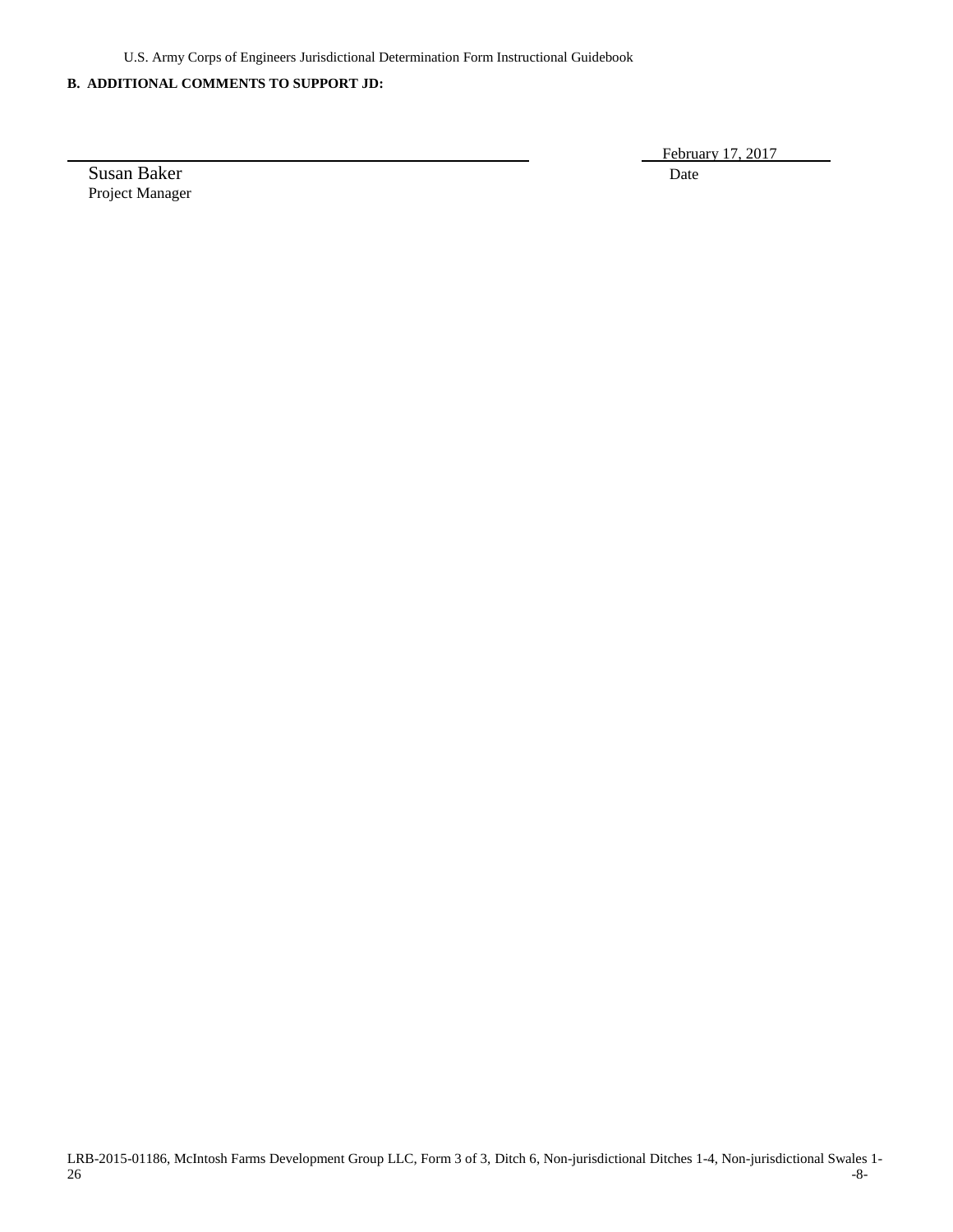**B. ADDITIONAL COMMENTS TO SUPPORT JD:**

February 17, 2017

Susan Baker
Project Manager

Date